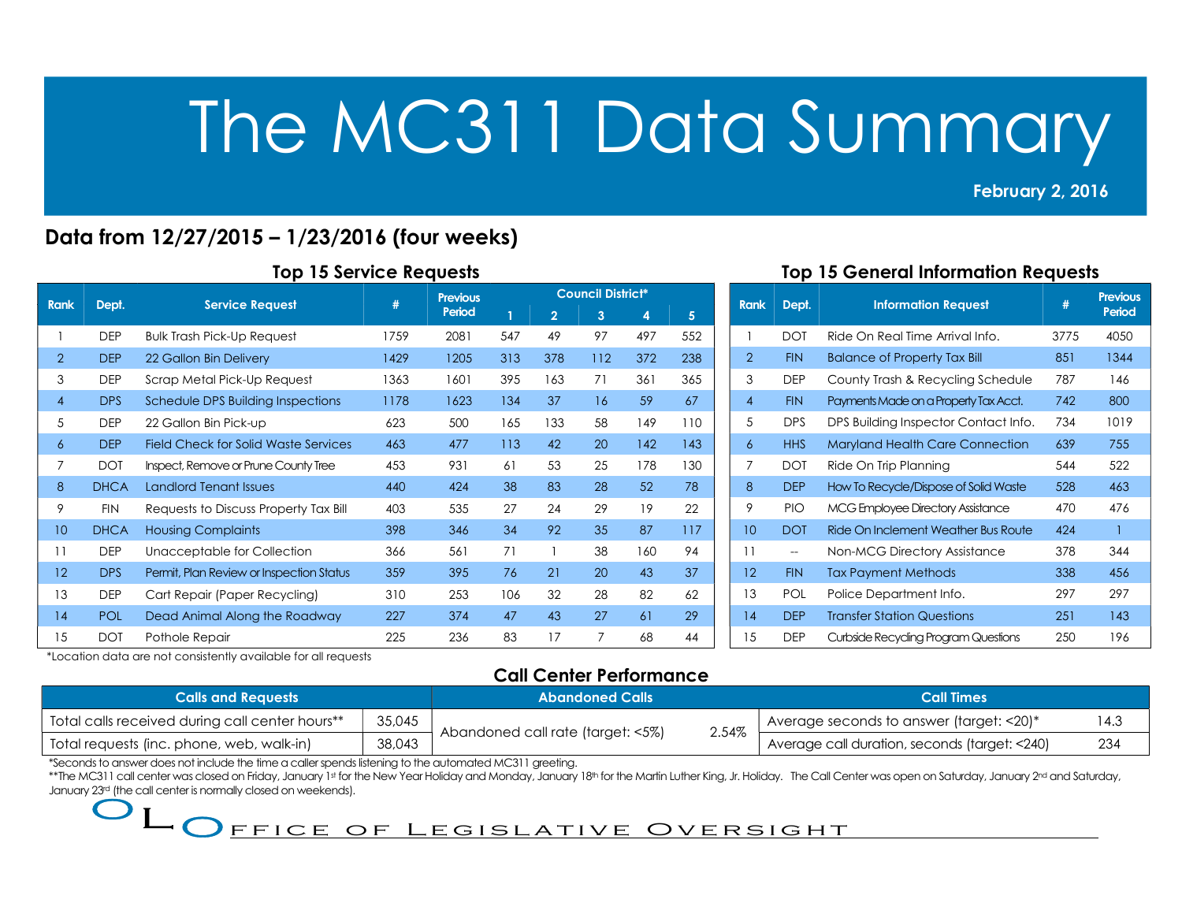# The MC311 Data Summary

**February 2, 2016**

## Data from 12/27/2015 – 1/23/2016 (four weeks)

### Top 15 Service Requests

| Rank | Dept. | Service Request | # | Previous Period | Council District* | | | | |
|---|---|---|---|---|---|---|---|---|---|
| | | | | | 1 | 2 | 3 | 4 | 5 |
| 1 | DEP | Bulk Trash Pick-Up Request | 1759 | 2081 | 547 | 49 | 97 | 497 | 552 |
| 2 | DEP | 22 Gallon Bin Delivery | 1429 | 1205 | 313 | 378 | 112 | 372 | 238 |
| 3 | DEP | Scrap Metal Pick-Up Request | 1363 | 1601 | 395 | 163 | 71 | 361 | 365 |
| 4 | DPS | Schedule DPS Building Inspections | 1178 | 1623 | 134 | 37 | 16 | 59 | 67 |
| 5 | DEP | 22 Gallon Bin Pick-up | 623 | 500 | 165 | 133 | 58 | 149 | 110 |
| 6 | DEP | Field Check for Solid Waste Services | 463 | 477 | 113 | 42 | 20 | 142 | 143 |
| 7 | DOT | Inspect, Remove or Prune County Tree | 453 | 931 | 61 | 53 | 25 | 178 | 130 |
| 8 | DHCA | Landlord Tenant Issues | 440 | 424 | 38 | 83 | 28 | 52 | 78 |
| 9 | FIN | Requests to Discuss Property Tax Bill | 403 | 535 | 27 | 24 | 29 | 19 | 22 |
| 10 | DHCA | Housing Complaints | 398 | 346 | 34 | 92 | 35 | 87 | 117 |
| 11 | DEP | Unacceptable for Collection | 366 | 561 | 71 | 1 | 38 | 160 | 94 |
| 12 | DPS | Permit, Plan Review or Inspection Status | 359 | 395 | 76 | 21 | 20 | 43 | 37 |
| 13 | DEP | Cart Repair (Paper Recycling) | 310 | 253 | 106 | 32 | 28 | 82 | 62 |
| 14 | POL | Dead Animal Along the Roadway | 227 | 374 | 47 | 43 | 27 | 61 | 29 |
| 15 | DOT | Pothole Repair | 225 | 236 | 83 | 17 | 7 | 68 | 44 |

*Location data are not consistently available for all requests

### Top 15 General Information Requests

| Rank | Dept. | Information Request | # | Previous Period |
|---|---|---|---|---|
| 1 | DOT | Ride On Real Time Arrival Info. | 3775 | 4050 |
| 2 | FIN | Balance of Property Tax Bill | 851 | 1344 |
| 3 | DEP | County Trash & Recycling Schedule | 787 | 146 |
| 4 | FIN | Payments Made on a Property Tax Acct. | 742 | 800 |
| 5 | DPS | DPS Building Inspector Contact Info. | 734 | 1019 |
| 6 | HHS | Maryland Health Care Connection | 639 | 755 |
| 7 | DOT | Ride On Trip Planning | 544 | 522 |
| 8 | DEP | How To Recycle/Dispose of Solid Waste | 528 | 463 |
| 9 | PIO | MCG Employee Directory Assistance | 470 | 476 |
| 10 | DOT | Ride On Inclement Weather Bus Route | 424 | 1 |
| 11 | -- | Non-MCG Directory Assistance | 378 | 344 |
| 12 | FIN | Tax Payment Methods | 338 | 456 |
| 13 | POL | Police Department Info. | 297 | 297 |
| 14 | DEP | Transfer Station Questions | 251 | 143 |
| 15 | DEP | Curbside Recycling Program Questions | 250 | 196 |

### Call Center Performance

| Calls and Requests | | Abandoned Calls | | Call Times | |
|---|---|---|---|---|---|
| Total calls received during call center hours** | 35,045 | Abandoned call rate (target: <5%) | 2.54% | Average seconds to answer (target: <20)* | 14.3 |
| Total requests (inc. phone, web, walk-in) | 38,043 | | | Average call duration, seconds (target: <240) | 234 |

*Seconds to answer does not include the time a caller spends listening to the automated MC311 greeting.

**The MC311 call center was closed on Friday, January 1st for the New Year Holiday and Monday, January 18th for the Martin Luther King, Jr. Holiday. The Call Center was open on Saturday, January 2nd and Saturday, January 23rd (the call center is normally closed on weekends).

OLO Office of Legislative Oversight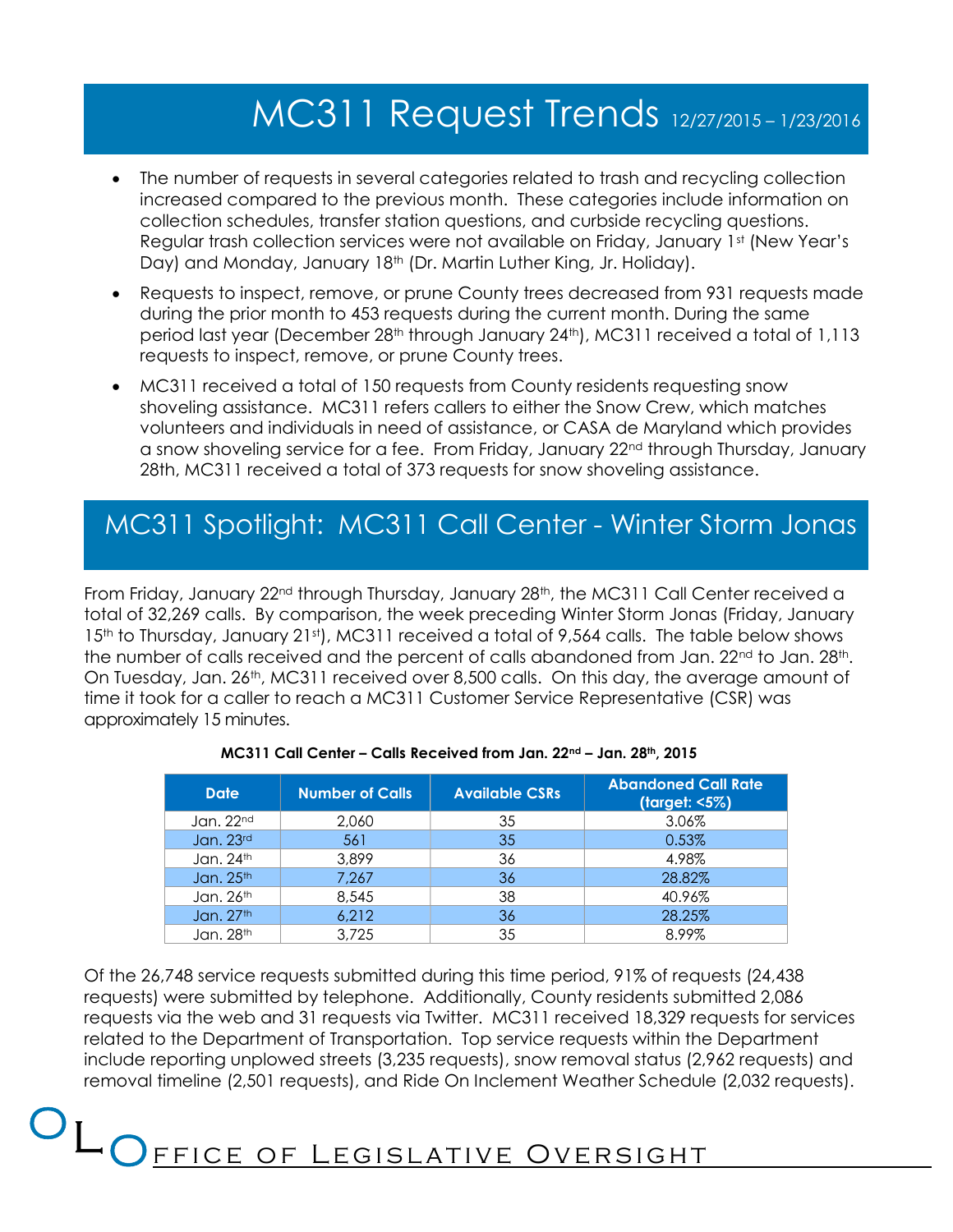# MC311 Request Trends 12/27/2015 – 1/23/2016

- The number of requests in several categories related to trash and recycling collection increased compared to the previous month. These categories include information on collection schedules, transfer station questions, and curbside recycling questions. Regular trash collection services were not available on Friday, January 1st (New Year's Day) and Monday, January 18th (Dr. Martin Luther King, Jr. Holiday).
- Requests to inspect, remove, or prune County trees decreased from 931 requests made during the prior month to 453 requests during the current month. During the same period last year (December 28th through January 24th), MC311 received a total of 1,113 requests to inspect, remove, or prune County trees.
- MC311 received a total of 150 requests from County residents requesting snow shoveling assistance. MC311 refers callers to either the Snow Crew, which matches volunteers and individuals in need of assistance, or CASA de Maryland which provides a snow shoveling service for a fee. From Friday, January 22nd through Thursday, January 28th, MC311 received a total of 373 requests for snow shoveling assistance.

## MC311 Spotlight: MC311 Call Center - Winter Storm Jonas

From Friday, January 22nd through Thursday, January 28th, the MC311 Call Center received a total of 32,269 calls. By comparison, the week preceding Winter Storm Jonas (Friday, January 15th to Thursday, January 21st), MC311 received a total of 9,564 calls. The table below shows the number of calls received and the percent of calls abandoned from Jan. 22nd to Jan. 28th. On Tuesday, Jan. 26th, MC311 received over 8,500 calls. On this day, the average amount of time it took for a caller to reach a MC311 Customer Service Representative (CSR) was approximately 15 minutes.

**MC311 Call Center – Calls Received from Jan. 22nd – Jan. 28th, 2015**

| Date | Number of Calls | Available CSRs | Abandoned Call Rate (target: <5%) |
|---|---|---|---|
| Jan. 22nd | 2,060 | 35 | 3.06% |
| Jan. 23rd | 561 | 35 | 0.53% |
| Jan. 24th | 3,899 | 36 | 4.98% |
| Jan. 25th | 7,267 | 36 | 28.82% |
| Jan. 26th | 8,545 | 38 | 40.96% |
| Jan. 27th | 6,212 | 36 | 28.25% |
| Jan. 28th | 3,725 | 35 | 8.99% |

Of the 26,748 service requests submitted during this time period, 91% of requests (24,438 requests) were submitted by telephone. Additionally, County residents submitted 2,086 requests via the web and 31 requests via Twitter. MC311 received 18,329 requests for services related to the Department of Transportation. Top service requests within the Department include reporting unplowed streets (3,235 requests), snow removal status (2,962 requests) and removal timeline (2,501 requests), and Ride On Inclement Weather Schedule (2,032 requests).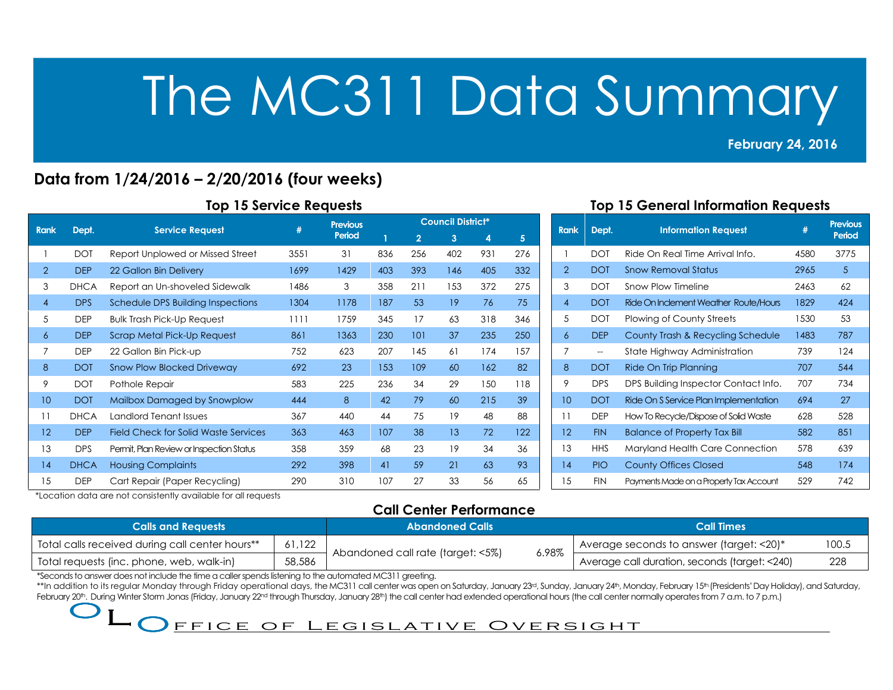# The MC311 Data Summary

**February 24, 2016**

## Data from 1/24/2016 – 2/20/2016 (four weeks)

### Top 15 Service Requests

| Rank | Dept. | Service Request | # | Previous Period | Council District* | | | | |
|---|---|---|---|---|---|---|---|---|---|
| | | | | | 1 | 2 | 3 | 4 | 5 |
| 1 | DOT | Report Unplowed or Missed Street | 3551 | 31 | 836 | 256 | 402 | 931 | 276 |
| 2 | DEP | 22 Gallon Bin Delivery | 1699 | 1429 | 403 | 393 | 146 | 405 | 332 |
| 3 | DHCA | Report an Un-shoveled Sidewalk | 1486 | 3 | 358 | 211 | 153 | 372 | 275 |
| 4 | DPS | Schedule DPS Building Inspections | 1304 | 1178 | 187 | 53 | 19 | 76 | 75 |
| 5 | DEP | Bulk Trash Pick-Up Request | 1111 | 1759 | 345 | 17 | 63 | 318 | 346 |
| 6 | DEP | Scrap Metal Pick-Up Request | 861 | 1363 | 230 | 101 | 37 | 235 | 250 |
| 7 | DEP | 22 Gallon Bin Pick-up | 752 | 623 | 207 | 145 | 61 | 174 | 157 |
| 8 | DOT | Snow Plow Blocked Driveway | 692 | 23 | 153 | 109 | 60 | 162 | 82 |
| 9 | DOT | Pothole Repair | 583 | 225 | 236 | 34 | 29 | 150 | 118 |
| 10 | DOT | Mailbox Damaged by Snowplow | 444 | 8 | 42 | 79 | 60 | 215 | 39 |
| 11 | DHCA | Landlord Tenant Issues | 367 | 440 | 44 | 75 | 19 | 48 | 88 |
| 12 | DEP | Field Check for Solid Waste Services | 363 | 463 | 107 | 38 | 13 | 72 | 122 |
| 13 | DPS | Permit, Plan Review or Inspection Status | 358 | 359 | 68 | 23 | 19 | 34 | 36 |
| 14 | DHCA | Housing Complaints | 292 | 398 | 41 | 59 | 21 | 63 | 93 |
| 15 | DEP | Cart Repair (Paper Recycling) | 290 | 310 | 107 | 27 | 33 | 56 | 65 |

*Location data are not consistently available for all requests

### Top 15 General Information Requests

| Rank | Dept. | Information Request | # | Previous Period |
|---|---|---|---|---|
| 1 | DOT | Ride On Real Time Arrival Info. | 4580 | 3775 |
| 2 | DOT | Snow Removal Status | 2965 | 5 |
| 3 | DOT | Snow Plow Timeline | 2463 | 62 |
| 4 | DOT | Ride On Inclement Weather Route/Hours | 1829 | 424 |
| 5 | DOT | Plowing of County Streets | 1530 | 53 |
| 6 | DEP | County Trash & Recycling Schedule | 1483 | 787 |
| 7 | -- | State Highway Administration | 739 | 124 |
| 8 | DOT | Ride On Trip Planning | 707 | 544 |
| 9 | DPS | DPS Building Inspector Contact Info. | 707 | 734 |
| 10 | DOT | Ride On S Service Plan Implementation | 694 | 27 |
| 11 | DEP | How To Recycle/Dispose of Solid Waste | 628 | 528 |
| 12 | FIN | Balance of Property Tax Bill | 582 | 851 |
| 13 | HHS | Maryland Health Care Connection | 578 | 639 |
| 14 | PIO | County Offices Closed | 548 | 174 |
| 15 | FIN | Payments Made on a Property Tax Account | 529 | 742 |

### Call Center Performance

| Calls and Requests | | Abandoned Calls | | Call Times | |
|---|---|---|---|---|---|
| Total calls received during call center hours** | 61,122 | Abandoned call rate (target: <5%) | 6.98% | Average seconds to answer (target: <20)* | 100.5 |
| Total requests (inc. phone, web, walk-in) | 58,586 | | | Average call duration, seconds (target: <240) | 228 |

*Seconds to answer does not include the time a caller spends listening to the automated MC311 greeting.

**In addition to its regular Monday through Friday operational days, the MC311 call center was open on Saturday, January 23rd, Sunday, January 24th, Monday, February 15th (Presidents' Day Holiday), and Saturday, February 20th. During Winter Storm Jonas (Friday, January 22nd through Thursday, January 28th) the call center had extended operational hours (the call center normally operates from 7 a.m. to 7 p.m.)

OFFICE OF LEGISLATIVE OVERSIGHT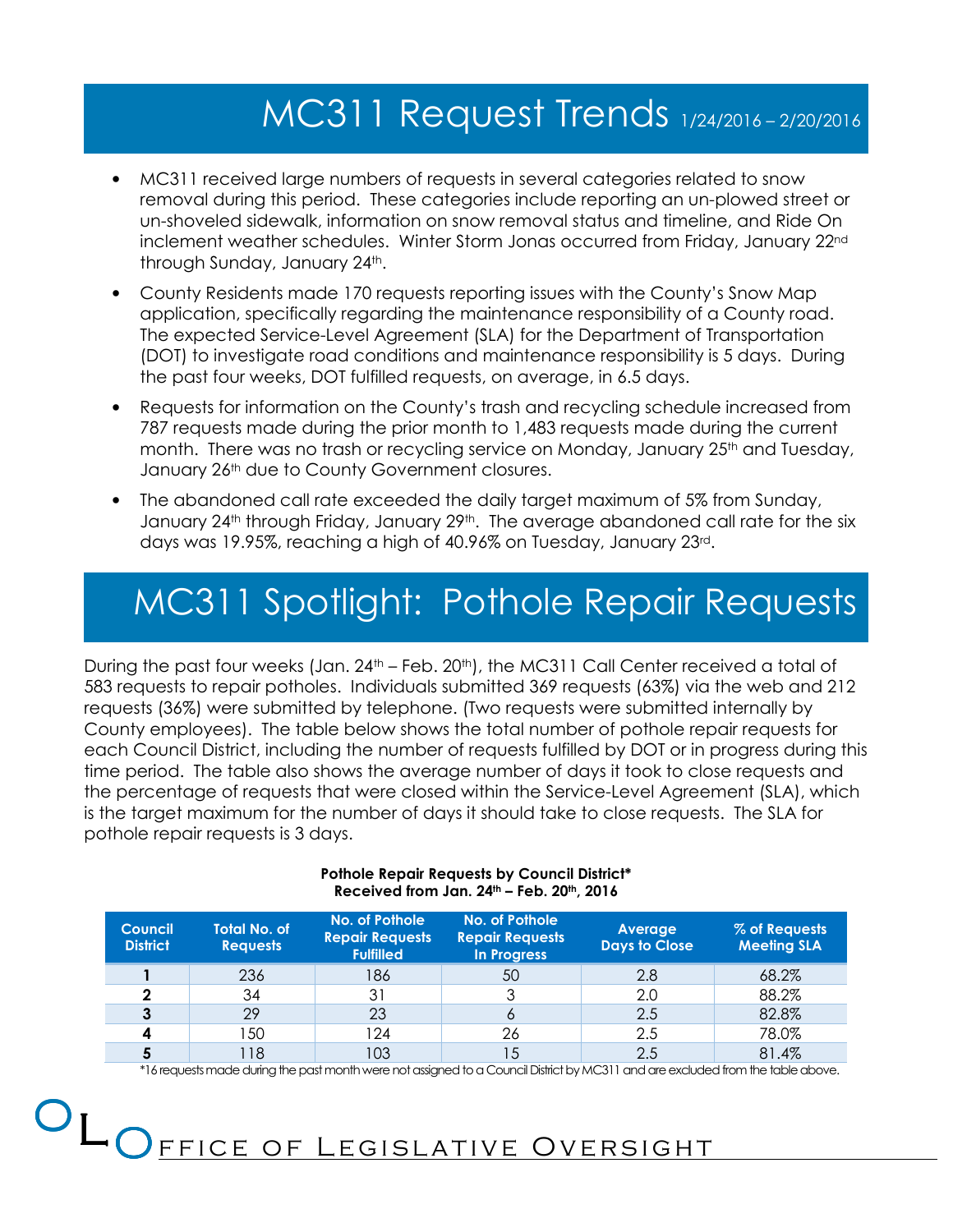# MC311 Request Trends 1/24/2016 – 2/20/2016

- MC311 received large numbers of requests in several categories related to snow removal during this period. These categories include reporting an un-plowed street or un-shoveled sidewalk, information on snow removal status and timeline, and Ride On inclement weather schedules. Winter Storm Jonas occurred from Friday, January 22nd through Sunday, January 24th.
- County Residents made 170 requests reporting issues with the County's Snow Map application, specifically regarding the maintenance responsibility of a County road. The expected Service-Level Agreement (SLA) for the Department of Transportation (DOT) to investigate road conditions and maintenance responsibility is 5 days. During the past four weeks, DOT fulfilled requests, on average, in 6.5 days.
- Requests for information on the County's trash and recycling schedule increased from 787 requests made during the prior month to 1,483 requests made during the current month. There was no trash or recycling service on Monday, January 25th and Tuesday, January 26th due to County Government closures.
- The abandoned call rate exceeded the daily target maximum of 5% from Sunday, January 24th through Friday, January 29th. The average abandoned call rate for the six days was 19.95%, reaching a high of 40.96% on Tuesday, January 23rd.

# MC311 Spotlight: Pothole Repair Requests

During the past four weeks (Jan. 24th – Feb. 20th), the MC311 Call Center received a total of 583 requests to repair potholes. Individuals submitted 369 requests (63%) via the web and 212 requests (36%) were submitted by telephone. (Two requests were submitted internally by County employees). The table below shows the total number of pothole repair requests for each Council District, including the number of requests fulfilled by DOT or in progress during this time period. The table also shows the average number of days it took to close requests and the percentage of requests that were closed within the Service-Level Agreement (SLA), which is the target maximum for the number of days it should take to close requests. The SLA for pothole repair requests is 3 days.

**Pothole Repair Requests by Council District***
**Received from Jan. 24th – Feb. 20th, 2016**

| Council District | Total No. of Requests | No. of Pothole Repair Requests Fulfilled | No. of Pothole Repair Requests In Progress | Average Days to Close | % of Requests Meeting SLA |
|---|---|---|---|---|---|
| **1** | 236 | 186 | 50 | 2.8 | 68.2% |
| **2** | 34 | 31 | 3 | 2.0 | 88.2% |
| **3** | 29 | 23 | 6 | 2.5 | 82.8% |
| **4** | 150 | 124 | 26 | 2.5 | 78.0% |
| **5** | 118 | 103 | 15 | 2.5 | 81.4% |

*16 requests made during the past month were not assigned to a Council District by MC311 and are excluded from the table above.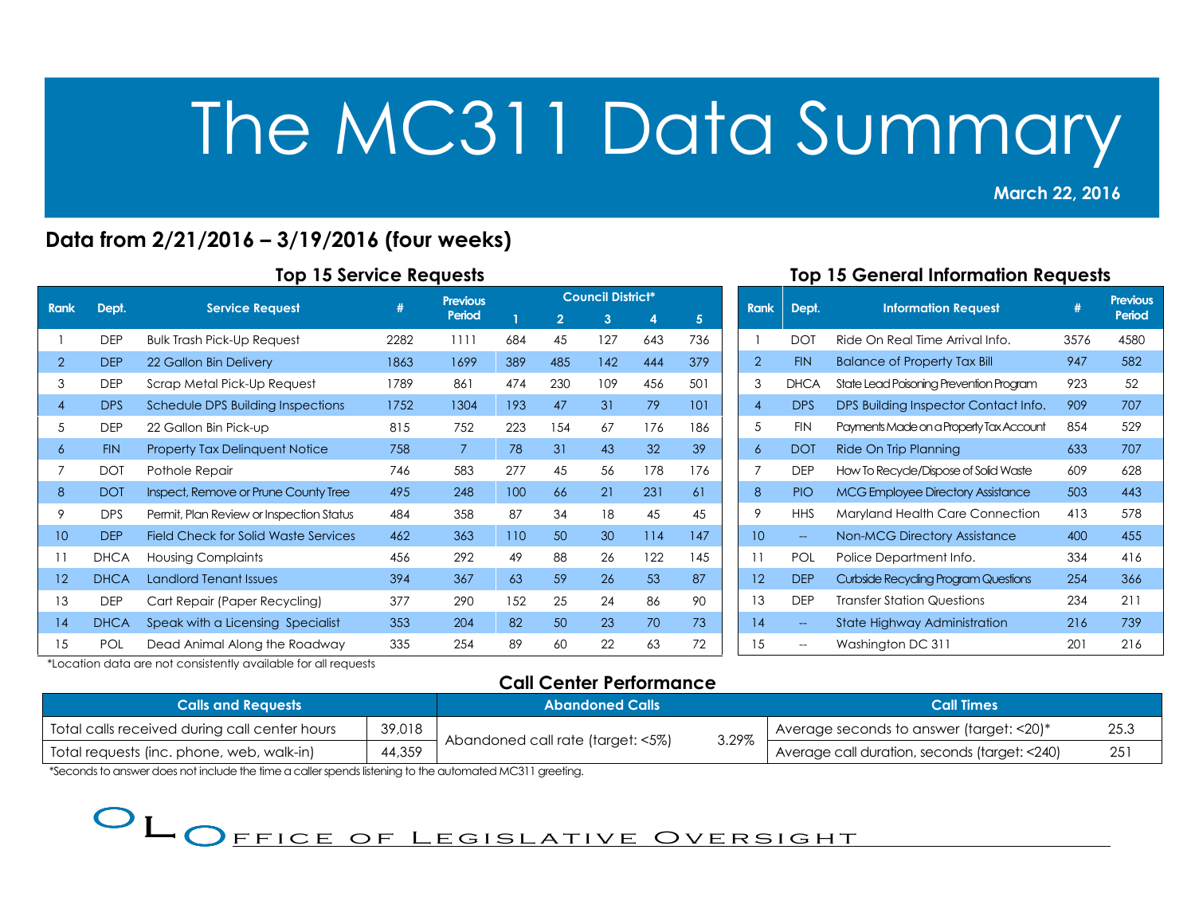# The MC311 Data Summary

**March 22, 2016**

## Data from 2/21/2016 – 3/19/2016 (four weeks)

### Top 15 Service Requests

| Rank | Dept. | Service Request | # | Previous Period | Council District* | | | | |
|---|---|---|---|---|---|---|---|---|---|
| | | | | | 1 | 2 | 3 | 4 | 5 |
| 1 | DEP | Bulk Trash Pick-Up Request | 2282 | 1111 | 684 | 45 | 127 | 643 | 736 |
| 2 | DEP | 22 Gallon Bin Delivery | 1863 | 1699 | 389 | 485 | 142 | 444 | 379 |
| 3 | DEP | Scrap Metal Pick-Up Request | 1789 | 861 | 474 | 230 | 109 | 456 | 501 |
| 4 | DPS | Schedule DPS Building Inspections | 1752 | 1304 | 193 | 47 | 31 | 79 | 101 |
| 5 | DEP | 22 Gallon Bin Pick-up | 815 | 752 | 223 | 154 | 67 | 176 | 186 |
| 6 | FIN | Property Tax Delinquent Notice | 758 | 7 | 78 | 31 | 43 | 32 | 39 |
| 7 | DOT | Pothole Repair | 746 | 583 | 277 | 45 | 56 | 178 | 176 |
| 8 | DOT | Inspect, Remove or Prune County Tree | 495 | 248 | 100 | 66 | 21 | 231 | 61 |
| 9 | DPS | Permit, Plan Review or Inspection Status | 484 | 358 | 87 | 34 | 18 | 45 | 45 |
| 10 | DEP | Field Check for Solid Waste Services | 462 | 363 | 110 | 50 | 30 | 114 | 147 |
| 11 | DHCA | Housing Complaints | 456 | 292 | 49 | 88 | 26 | 122 | 145 |
| 12 | DHCA | Landlord Tenant Issues | 394 | 367 | 63 | 59 | 26 | 53 | 87 |
| 13 | DEP | Cart Repair (Paper Recycling) | 377 | 290 | 152 | 25 | 24 | 86 | 90 |
| 14 | DHCA | Speak with a Licensing Specialist | 353 | 204 | 82 | 50 | 23 | 70 | 73 |
| 15 | POL | Dead Animal Along the Roadway | 335 | 254 | 89 | 60 | 22 | 63 | 72 |

*Location data are not consistently available for all requests

### Top 15 General Information Requests

| Rank | Dept. | Information Request | # | Previous Period |
|---|---|---|---|---|
| 1 | DOT | Ride On Real Time Arrival Info. | 3576 | 4580 |
| 2 | FIN | Balance of Property Tax Bill | 947 | 582 |
| 3 | DHCA | State Lead Poisoning Prevention Program | 923 | 52 |
| 4 | DPS | DPS Building Inspector Contact Info. | 909 | 707 |
| 5 | FIN | Payments Made on a Property Tax Account | 854 | 529 |
| 6 | DOT | Ride On Trip Planning | 633 | 707 |
| 7 | DEP | How To Recycle/Dispose of Solid Waste | 609 | 628 |
| 8 | PIO | MCG Employee Directory Assistance | 503 | 443 |
| 9 | HHS | Maryland Health Care Connection | 413 | 578 |
| 10 | -- | Non-MCG Directory Assistance | 400 | 455 |
| 11 | POL | Police Department Info. | 334 | 416 |
| 12 | DEP | Curbside Recycling Program Questions | 254 | 366 |
| 13 | DEP | Transfer Station Questions | 234 | 211 |
| 14 | -- | State Highway Administration | 216 | 739 |
| 15 | -- | Washington DC 311 | 201 | 216 |

### Call Center Performance

| Calls and Requests | | Abandoned Calls | | Call Times | |
|---|---|---|---|---|---|
| Total calls received during call center hours | 39,018 | Abandoned call rate (target: <5%) | 3.29% | Average seconds to answer (target: <20)* | 25.3 |
| Total requests (inc. phone, web, walk-in) | 44,359 | | | Average call duration, seconds (target: <240) | 251 |

*Seconds to answer does not include the time a caller spends listening to the automated MC311 greeting.

OFFICE OF LEGISLATIVE OVERSIGHT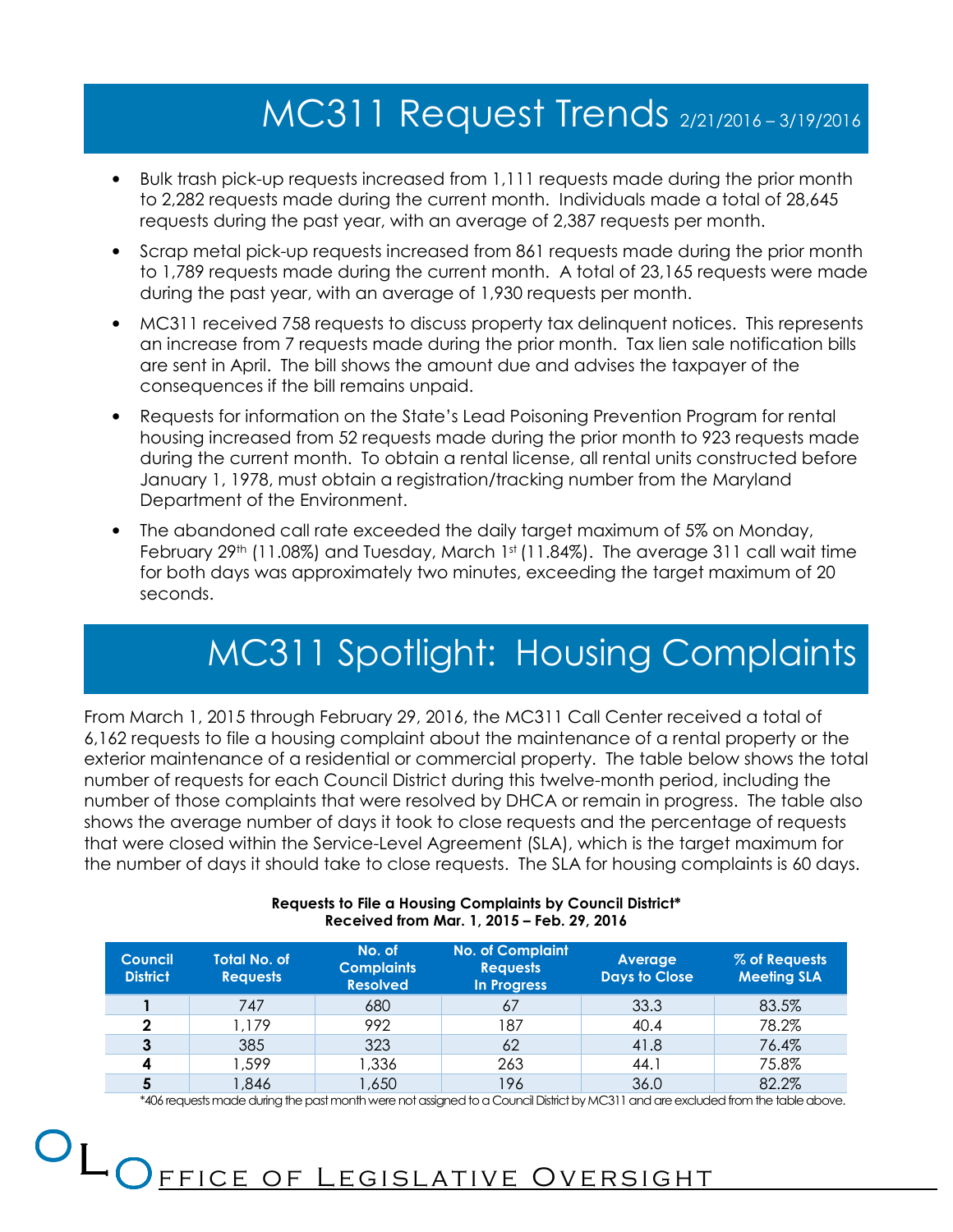# MC311 Request Trends 2/21/2016 – 3/19/2016

- Bulk trash pick-up requests increased from 1,111 requests made during the prior month to 2,282 requests made during the current month. Individuals made a total of 28,645 requests during the past year, with an average of 2,387 requests per month.
- Scrap metal pick-up requests increased from 861 requests made during the prior month to 1,789 requests made during the current month. A total of 23,165 requests were made during the past year, with an average of 1,930 requests per month.
- MC311 received 758 requests to discuss property tax delinquent notices. This represents an increase from 7 requests made during the prior month. Tax lien sale notification bills are sent in April. The bill shows the amount due and advises the taxpayer of the consequences if the bill remains unpaid.
- Requests for information on the State's Lead Poisoning Prevention Program for rental housing increased from 52 requests made during the prior month to 923 requests made during the current month. To obtain a rental license, all rental units constructed before January 1, 1978, must obtain a registration/tracking number from the Maryland Department of the Environment.
- The abandoned call rate exceeded the daily target maximum of 5% on Monday, February 29th (11.08%) and Tuesday, March 1st (11.84%). The average 311 call wait time for both days was approximately two minutes, exceeding the target maximum of 20 seconds.

# MC311 Spotlight: Housing Complaints

From March 1, 2015 through February 29, 2016, the MC311 Call Center received a total of 6,162 requests to file a housing complaint about the maintenance of a rental property or the exterior maintenance of a residential or commercial property. The table below shows the total number of requests for each Council District during this twelve-month period, including the number of those complaints that were resolved by DHCA or remain in progress. The table also shows the average number of days it took to close requests and the percentage of requests that were closed within the Service-Level Agreement (SLA), which is the target maximum for the number of days it should take to close requests. The SLA for housing complaints is 60 days.

**Requests to File a Housing Complaints by Council District***
**Received from Mar. 1, 2015 – Feb. 29, 2016**

| Council District | Total No. of Requests | No. of Complaints Resolved | No. of Complaint Requests In Progress | Average Days to Close | % of Requests Meeting SLA |
|---|---|---|---|---|---|
| **1** | 747 | 680 | 67 | 33.3 | 83.5% |
| **2** | 1,179 | 992 | 187 | 40.4 | 78.2% |
| **3** | 385 | 323 | 62 | 41.8 | 76.4% |
| **4** | 1,599 | 1,336 | 263 | 44.1 | 75.8% |
| **5** | 1,846 | 1,650 | 196 | 36.0 | 82.2% |

*406 requests made during the past month were not assigned to a Council District by MC311 and are excluded from the table above.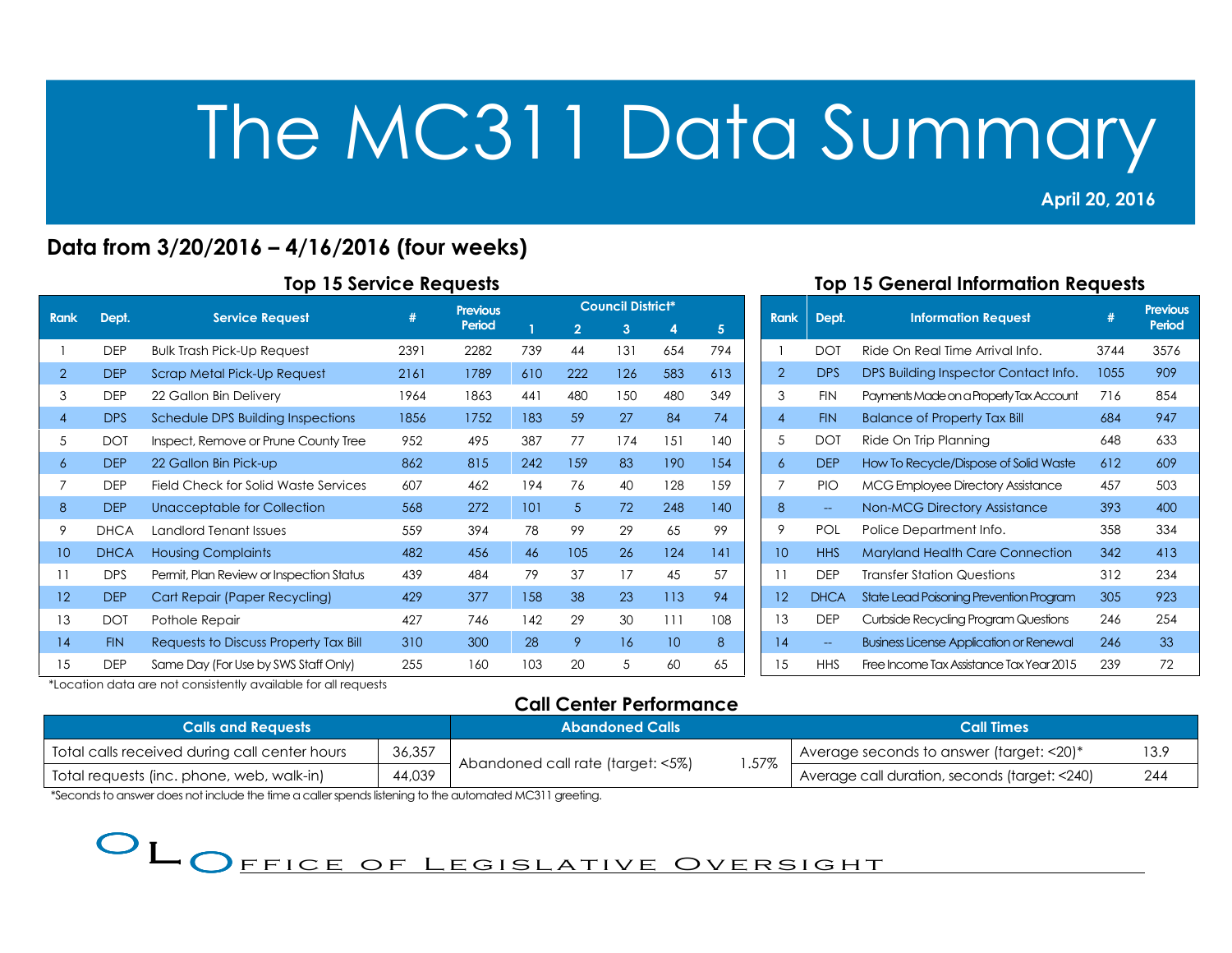# The MC311 Data Summary

**April 20, 2016**

## Data from 3/20/2016 – 4/16/2016 (four weeks)

### Top 15 Service Requests

| Rank | Dept. | Service Request | # | Previous Period | Council District* | | | | |
|---|---|---|---|---|---|---|---|---|---|
| | | | | | 1 | 2 | 3 | 4 | 5 |
| 1 | DEP | Bulk Trash Pick-Up Request | 2391 | 2282 | 739 | 44 | 131 | 654 | 794 |
| 2 | DEP | Scrap Metal Pick-Up Request | 2161 | 1789 | 610 | 222 | 126 | 583 | 613 |
| 3 | DEP | 22 Gallon Bin Delivery | 1964 | 1863 | 441 | 480 | 150 | 480 | 349 |
| 4 | DPS | Schedule DPS Building Inspections | 1856 | 1752 | 183 | 59 | 27 | 84 | 74 |
| 5 | DOT | Inspect, Remove or Prune County Tree | 952 | 495 | 387 | 77 | 174 | 151 | 140 |
| 6 | DEP | 22 Gallon Bin Pick-up | 862 | 815 | 242 | 159 | 83 | 190 | 154 |
| 7 | DEP | Field Check for Solid Waste Services | 607 | 462 | 194 | 76 | 40 | 128 | 159 |
| 8 | DEP | Unacceptable for Collection | 568 | 272 | 101 | 5 | 72 | 248 | 140 |
| 9 | DHCA | Landlord Tenant Issues | 559 | 394 | 78 | 99 | 29 | 65 | 99 |
| 10 | DHCA | Housing Complaints | 482 | 456 | 46 | 105 | 26 | 124 | 141 |
| 11 | DPS | Permit, Plan Review or Inspection Status | 439 | 484 | 79 | 37 | 17 | 45 | 57 |
| 12 | DEP | Cart Repair (Paper Recycling) | 429 | 377 | 158 | 38 | 23 | 113 | 94 |
| 13 | DOT | Pothole Repair | 427 | 746 | 142 | 29 | 30 | 111 | 108 |
| 14 | FIN | Requests to Discuss Property Tax Bill | 310 | 300 | 28 | 9 | 16 | 10 | 8 |
| 15 | DEP | Same Day (For Use by SWS Staff Only) | 255 | 160 | 103 | 20 | 5 | 60 | 65 |

*Location data are not consistently available for all requests

### Top 15 General Information Requests

| Rank | Dept. | Information Request | # | Previous Period |
|---|---|---|---|---|
| 1 | DOT | Ride On Real Time Arrival Info. | 3744 | 3576 |
| 2 | DPS | DPS Building Inspector Contact Info. | 1055 | 909 |
| 3 | FIN | Payments Made on a Property Tax Account | 716 | 854 |
| 4 | FIN | Balance of Property Tax Bill | 684 | 947 |
| 5 | DOT | Ride On Trip Planning | 648 | 633 |
| 6 | DEP | How To Recycle/Dispose of Solid Waste | 612 | 609 |
| 7 | PIO | MCG Employee Directory Assistance | 457 | 503 |
| 8 | -- | Non-MCG Directory Assistance | 393 | 400 |
| 9 | POL | Police Department Info. | 358 | 334 |
| 10 | HHS | Maryland Health Care Connection | 342 | 413 |
| 11 | DEP | Transfer Station Questions | 312 | 234 |
| 12 | DHCA | State Lead Poisoning Prevention Program | 305 | 923 |
| 13 | DEP | Curbside Recycling Program Questions | 246 | 254 |
| 14 | -- | Business License Application or Renewal | 246 | 33 |
| 15 | HHS | Free Income Tax Assistance Tax Year 2015 | 239 | 72 |

### Call Center Performance

| Calls and Requests | | Abandoned Calls | | Call Times | |
|---|---|---|---|---|---|
| Total calls received during call center hours | 36,357 | Abandoned call rate (target: <5%) | 1.57% | Average seconds to answer (target: <20)* | 13.9 |
| Total requests (inc. phone, web, walk-in) | 44,039 | | | Average call duration, seconds (target: <240) | 244 |

*Seconds to answer does not include the time a caller spends listening to the automated MC311 greeting.

OLO Office of Legislative Oversight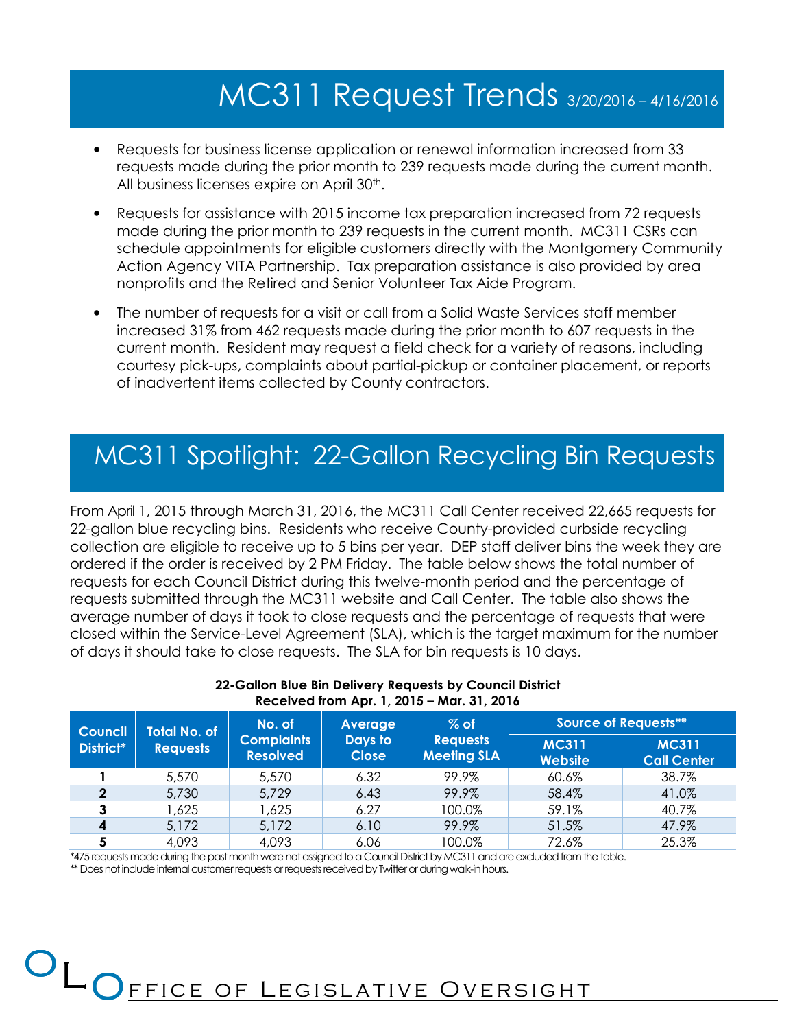# MC311 Request Trends 3/20/2016 – 4/16/2016

- Requests for business license application or renewal information increased from 33 requests made during the prior month to 239 requests made during the current month. All business licenses expire on April 30th.
- Requests for assistance with 2015 income tax preparation increased from 72 requests made during the prior month to 239 requests in the current month. MC311 CSRs can schedule appointments for eligible customers directly with the Montgomery Community Action Agency VITA Partnership. Tax preparation assistance is also provided by area nonprofits and the Retired and Senior Volunteer Tax Aide Program.
- The number of requests for a visit or call from a Solid Waste Services staff member increased 31% from 462 requests made during the prior month to 607 requests in the current month. Resident may request a field check for a variety of reasons, including courtesy pick-ups, complaints about partial-pickup or container placement, or reports of inadvertent items collected by County contractors.

# MC311 Spotlight: 22-Gallon Recycling Bin Requests

From April 1, 2015 through March 31, 2016, the MC311 Call Center received 22,665 requests for 22-gallon blue recycling bins. Residents who receive County-provided curbside recycling collection are eligible to receive up to 5 bins per year. DEP staff deliver bins the week they are ordered if the order is received by 2 PM Friday. The table below shows the total number of requests for each Council District during this twelve-month period and the percentage of requests submitted through the MC311 website and Call Center. The table also shows the average number of days it took to close requests and the percentage of requests that were closed within the Service-Level Agreement (SLA), which is the target maximum for the number of days it should take to close requests. The SLA for bin requests is 10 days.

**22-Gallon Blue Bin Delivery Requests by Council District**
**Received from Apr. 1, 2015 – Mar. 31, 2016**

| Council District* | Total No. of Requests | No. of Complaints Resolved | Average Days to Close | % of Requests Meeting SLA | Source of Requests** | |
|---|---|---|---|---|---|---|
| | | | | | MC311 Website | MC311 Call Center |
| 1 | 5,570 | 5,570 | 6.32 | 99.9% | 60.6% | 38.7% |
| 2 | 5,730 | 5,729 | 6.43 | 99.9% | 58.4% | 41.0% |
| 3 | 1,625 | 1,625 | 6.27 | 100.0% | 59.1% | 40.7% |
| 4 | 5,172 | 5,172 | 6.10 | 99.9% | 51.5% | 47.9% |
| 5 | 4,093 | 4,093 | 6.06 | 100.0% | 72.6% | 25.3% |

*475 requests made during the past month were not assigned to a Council District by MC311 and are excluded from the table.
** Does not include internal customer requests or requests received by Twitter or during walk-in hours.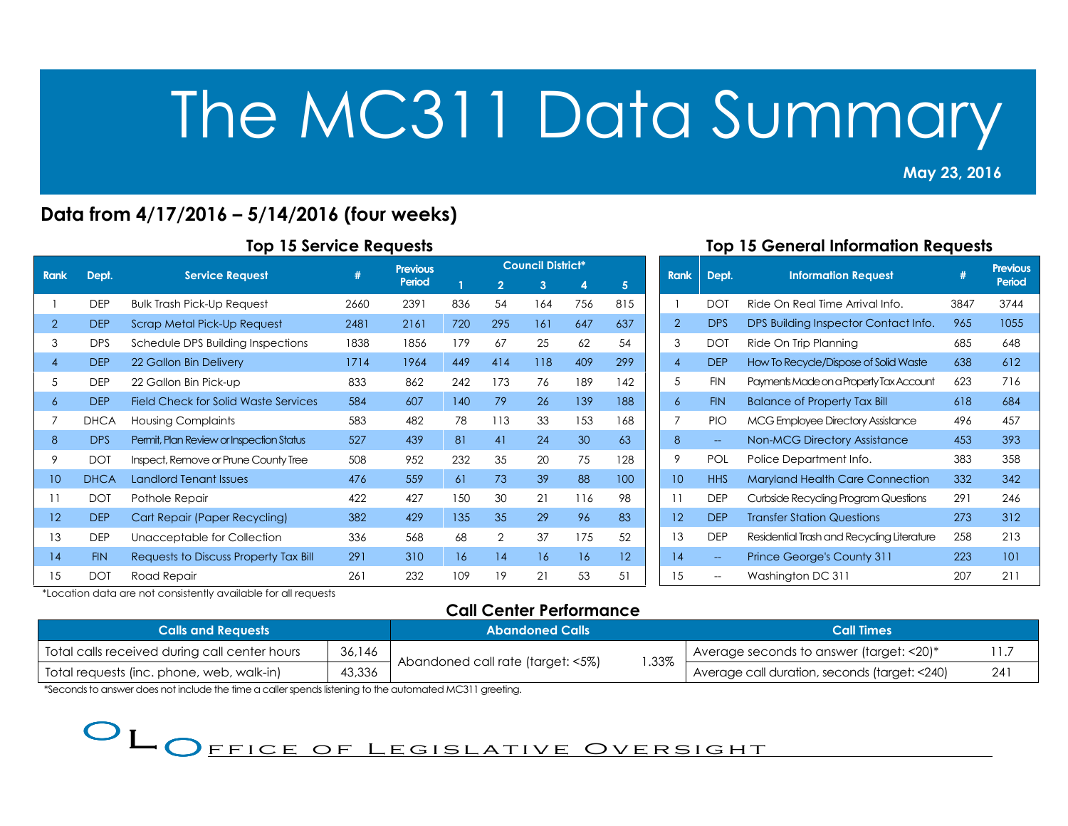# The MC311 Data Summary

**May 23, 2016**

## Data from 4/17/2016 – 5/14/2016 (four weeks)

### Top 15 Service Requests

| Rank | Dept. | Service Request | # | Previous Period | Council District* | | | | |
|---|---|---|---|---|---|---|---|---|---|
| | | | | | 1 | 2 | 3 | 4 | 5 |
| 1 | DEP | Bulk Trash Pick-Up Request | 2660 | 2391 | 836 | 54 | 164 | 756 | 815 |
| 2 | DEP | Scrap Metal Pick-Up Request | 2481 | 2161 | 720 | 295 | 161 | 647 | 637 |
| 3 | DPS | Schedule DPS Building Inspections | 1838 | 1856 | 179 | 67 | 25 | 62 | 54 |
| 4 | DEP | 22 Gallon Bin Delivery | 1714 | 1964 | 449 | 414 | 118 | 409 | 299 |
| 5 | DEP | 22 Gallon Bin Pick-up | 833 | 862 | 242 | 173 | 76 | 189 | 142 |
| 6 | DEP | Field Check for Solid Waste Services | 584 | 607 | 140 | 79 | 26 | 139 | 188 |
| 7 | DHCA | Housing Complaints | 583 | 482 | 78 | 113 | 33 | 153 | 168 |
| 8 | DPS | Permit, Plan Review or Inspection Status | 527 | 439 | 81 | 41 | 24 | 30 | 63 |
| 9 | DOT | Inspect, Remove or Prune County Tree | 508 | 952 | 232 | 35 | 20 | 75 | 128 |
| 10 | DHCA | Landlord Tenant Issues | 476 | 559 | 61 | 73 | 39 | 88 | 100 |
| 11 | DOT | Pothole Repair | 422 | 427 | 150 | 30 | 21 | 116 | 98 |
| 12 | DEP | Cart Repair (Paper Recycling) | 382 | 429 | 135 | 35 | 29 | 96 | 83 |
| 13 | DEP | Unacceptable for Collection | 336 | 568 | 68 | 2 | 37 | 175 | 52 |
| 14 | FIN | Requests to Discuss Property Tax Bill | 291 | 310 | 16 | 14 | 16 | 16 | 12 |
| 15 | DOT | Road Repair | 261 | 232 | 109 | 19 | 21 | 53 | 51 |

*Location data are not consistently available for all requests

### Top 15 General Information Requests

| Rank | Dept. | Information Request | # | Previous Period |
|---|---|---|---|---|
| 1 | DOT | Ride On Real Time Arrival Info. | 3847 | 3744 |
| 2 | DPS | DPS Building Inspector Contact Info. | 965 | 1055 |
| 3 | DOT | Ride On Trip Planning | 685 | 648 |
| 4 | DEP | How To Recycle/Dispose of Solid Waste | 638 | 612 |
| 5 | FIN | Payments Made on a Property Tax Account | 623 | 716 |
| 6 | FIN | Balance of Property Tax Bill | 618 | 684 |
| 7 | PIO | MCG Employee Directory Assistance | 496 | 457 |
| 8 | -- | Non-MCG Directory Assistance | 453 | 393 |
| 9 | POL | Police Department Info. | 383 | 358 |
| 10 | HHS | Maryland Health Care Connection | 332 | 342 |
| 11 | DEP | Curbside Recycling Program Questions | 291 | 246 |
| 12 | DEP | Transfer Station Questions | 273 | 312 |
| 13 | DEP | Residential Trash and Recycling Literature | 258 | 213 |
| 14 | -- | Prince George's County 311 | 223 | 101 |
| 15 | -- | Washington DC 311 | 207 | 211 |

### Call Center Performance

| Calls and Requests | | Abandoned Calls | | Call Times | |
|---|---|---|---|---|---|
| Total calls received during call center hours | 36,146 | Abandoned call rate (target: <5%) | 1.33% | Average seconds to answer (target: <20)* | 11.7 |
| Total requests (inc. phone, web, walk-in) | 43,336 | | | Average call duration, seconds (target: <240) | 241 |

*Seconds to answer does not include the time a caller spends listening to the automated MC311 greeting.

OLO — Office of Legislative Oversight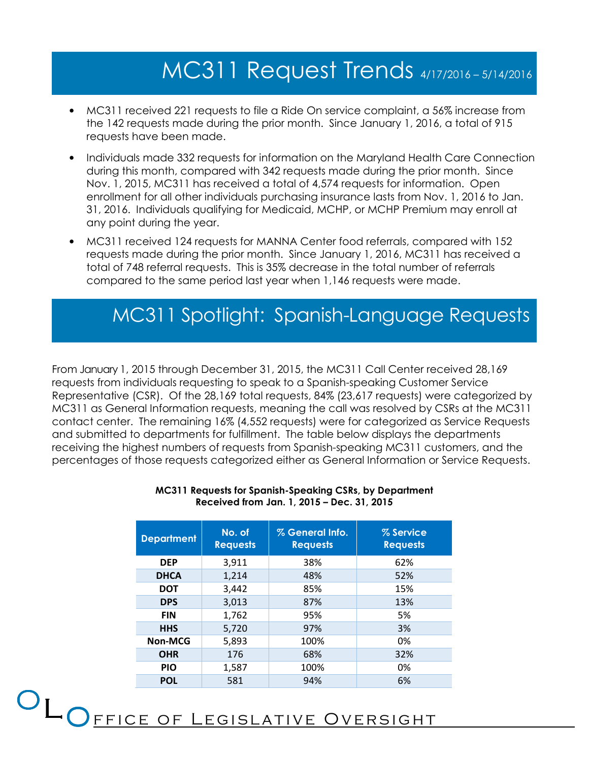# MC311 Request Trends 4/17/2016 – 5/14/2016

- MC311 received 221 requests to file a Ride On service complaint, a 56% increase from the 142 requests made during the prior month. Since January 1, 2016, a total of 915 requests have been made.
- Individuals made 332 requests for information on the Maryland Health Care Connection during this month, compared with 342 requests made during the prior month. Since Nov. 1, 2015, MC311 has received a total of 4,574 requests for information. Open enrollment for all other individuals purchasing insurance lasts from Nov. 1, 2016 to Jan. 31, 2016. Individuals qualifying for Medicaid, MCHP, or MCHP Premium may enroll at any point during the year.
- MC311 received 124 requests for MANNA Center food referrals, compared with 152 requests made during the prior month. Since January 1, 2016, MC311 has received a total of 748 referral requests. This is 35% decrease in the total number of referrals compared to the same period last year when 1,146 requests were made.

# MC311 Spotlight: Spanish-Language Requests

From January 1, 2015 through December 31, 2015, the MC311 Call Center received 28,169 requests from individuals requesting to speak to a Spanish-speaking Customer Service Representative (CSR). Of the 28,169 total requests, 84% (23,617 requests) were categorized by MC311 as General Information requests, meaning the call was resolved by CSRs at the MC311 contact center. The remaining 16% (4,552 requests) were for categorized as Service Requests and submitted to departments for fulfillment. The table below displays the departments receiving the highest numbers of requests from Spanish-speaking MC311 customers, and the percentages of those requests categorized either as General Information or Service Requests.

**MC311 Requests for Spanish-Speaking CSRs, by Department**
**Received from Jan. 1, 2015 – Dec. 31, 2015**

| Department | No. of Requests | % General Info. Requests | % Service Requests |
|---|---|---|---|
| **DEP** | 3,911 | 38% | 62% |
| **DHCA** | 1,214 | 48% | 52% |
| **DOT** | 3,442 | 85% | 15% |
| **DPS** | 3,013 | 87% | 13% |
| **FIN** | 1,762 | 95% | 5% |
| **HHS** | 5,720 | 97% | 3% |
| **Non-MCG** | 5,893 | 100% | 0% |
| **OHR** | 176 | 68% | 32% |
| **PIO** | 1,587 | 100% | 0% |
| **POL** | 581 | 94% | 6% |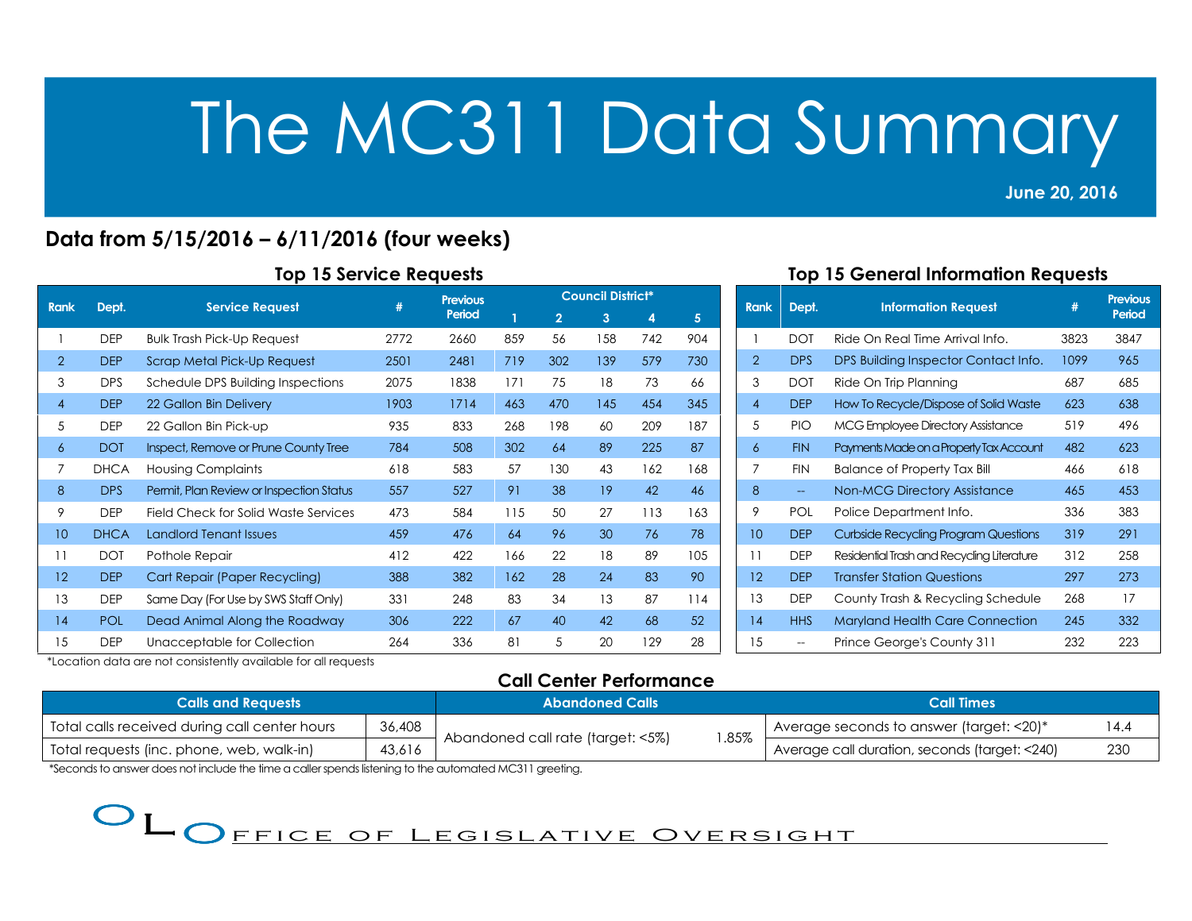# The MC311 Data Summary

**June 20, 2016**

## Data from 5/15/2016 – 6/11/2016 (four weeks)

### Top 15 Service Requests

| Rank | Dept. | Service Request | # | Previous Period | Council District* | | | | |
|---|---|---|---|---|---|---|---|---|---|
| | | | | | 1 | 2 | 3 | 4 | 5 |
| 1 | DEP | Bulk Trash Pick-Up Request | 2772 | 2660 | 859 | 56 | 158 | 742 | 904 |
| 2 | DEP | Scrap Metal Pick-Up Request | 2501 | 2481 | 719 | 302 | 139 | 579 | 730 |
| 3 | DPS | Schedule DPS Building Inspections | 2075 | 1838 | 171 | 75 | 18 | 73 | 66 |
| 4 | DEP | 22 Gallon Bin Delivery | 1903 | 1714 | 463 | 470 | 145 | 454 | 345 |
| 5 | DEP | 22 Gallon Bin Pick-up | 935 | 833 | 268 | 198 | 60 | 209 | 187 |
| 6 | DOT | Inspect, Remove or Prune County Tree | 784 | 508 | 302 | 64 | 89 | 225 | 87 |
| 7 | DHCA | Housing Complaints | 618 | 583 | 57 | 130 | 43 | 162 | 168 |
| 8 | DPS | Permit, Plan Review or Inspection Status | 557 | 527 | 91 | 38 | 19 | 42 | 46 |
| 9 | DEP | Field Check for Solid Waste Services | 473 | 584 | 115 | 50 | 27 | 113 | 163 |
| 10 | DHCA | Landlord Tenant Issues | 459 | 476 | 64 | 96 | 30 | 76 | 78 |
| 11 | DOT | Pothole Repair | 412 | 422 | 166 | 22 | 18 | 89 | 105 |
| 12 | DEP | Cart Repair (Paper Recycling) | 388 | 382 | 162 | 28 | 24 | 83 | 90 |
| 13 | DEP | Same Day (For Use by SWS Staff Only) | 331 | 248 | 83 | 34 | 13 | 87 | 114 |
| 14 | POL | Dead Animal Along the Roadway | 306 | 222 | 67 | 40 | 42 | 68 | 52 |
| 15 | DEP | Unacceptable for Collection | 264 | 336 | 81 | 5 | 20 | 129 | 28 |

*Location data are not consistently available for all requests

### Top 15 General Information Requests

| Rank | Dept. | Information Request | # | Previous Period |
|---|---|---|---|---|
| 1 | DOT | Ride On Real Time Arrival Info. | 3823 | 3847 |
| 2 | DPS | DPS Building Inspector Contact Info. | 1099 | 965 |
| 3 | DOT | Ride On Trip Planning | 687 | 685 |
| 4 | DEP | How To Recycle/Dispose of Solid Waste | 623 | 638 |
| 5 | PIO | MCG Employee Directory Assistance | 519 | 496 |
| 6 | FIN | Payments Made on a Property Tax Account | 482 | 623 |
| 7 | FIN | Balance of Property Tax Bill | 466 | 618 |
| 8 | -- | Non-MCG Directory Assistance | 465 | 453 |
| 9 | POL | Police Department Info. | 336 | 383 |
| 10 | DEP | Curbside Recycling Program Questions | 319 | 291 |
| 11 | DEP | Residential Trash and Recycling Literature | 312 | 258 |
| 12 | DEP | Transfer Station Questions | 297 | 273 |
| 13 | DEP | County Trash & Recycling Schedule | 268 | 17 |
| 14 | HHS | Maryland Health Care Connection | 245 | 332 |
| 15 | -- | Prince George's County 311 | 232 | 223 |

### Call Center Performance

| Calls and Requests | | Abandoned Calls | | Call Times | |
|---|---|---|---|---|---|
| Total calls received during call center hours | 36,408 | Abandoned call rate (target: <5%) | 1.85% | Average seconds to answer (target: <20)* | 14.4 |
| Total requests (inc. phone, web, walk-in) | 43,616 | | | Average call duration, seconds (target: <240) | 230 |

*Seconds to answer does not include the time a caller spends listening to the automated MC311 greeting.

OFFICE OF LEGISLATIVE OVERSIGHT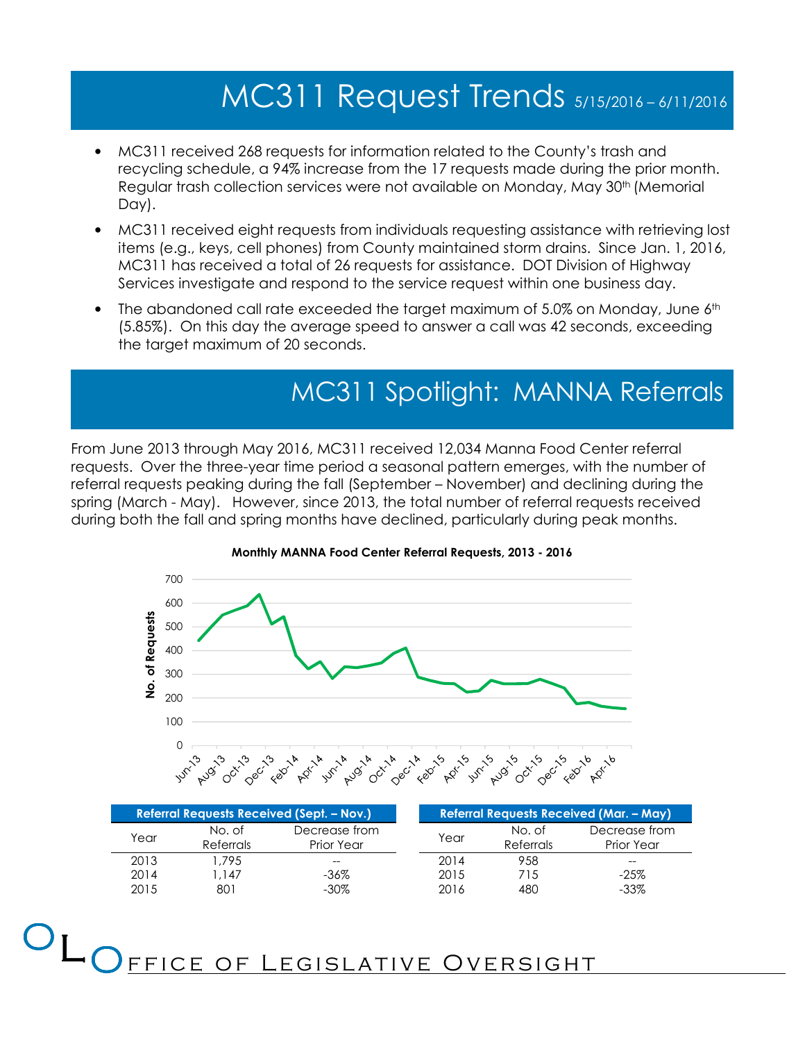# MC311 Request Trends 5/15/2016 – 6/11/2016

- MC311 received 268 requests for information related to the County's trash and recycling schedule, a 94% increase from the 17 requests made during the prior month. Regular trash collection services were not available on Monday, May 30th (Memorial Day).
- MC311 received eight requests from individuals requesting assistance with retrieving lost items (e.g., keys, cell phones) from County maintained storm drains. Since Jan. 1, 2016, MC311 has received a total of 26 requests for assistance. DOT Division of Highway Services investigate and respond to the service request within one business day.
- The abandoned call rate exceeded the target maximum of 5.0% on Monday, June 6th (5.85%). On this day the average speed to answer a call was 42 seconds, exceeding the target maximum of 20 seconds.

# MC311 Spotlight: MANNA Referrals

From June 2013 through May 2016, MC311 received 12,034 Manna Food Center referral requests. Over the three-year time period a seasonal pattern emerges, with the number of referral requests peaking during the fall (September – November) and declining during the spring (March - May). However, since 2013, the total number of referral requests received during both the fall and spring months have declined, particularly during peak months.

**Monthly MANNA Food Center Referral Requests, 2013 - 2016**

| Referral Requests Received (Sept. – Nov.) | | |
|---|---|---|
| Year | No. of Referrals | Decrease from Prior Year |
| 2013 | 1,795 | -- |
| 2014 | 1,147 | -36% |
| 2015 | 801 | -30% |

| Referral Requests Received (Mar. – May) | | |
|---|---|---|
| Year | No. of Referrals | Decrease from Prior Year |
| 2014 | 958 | -- |
| 2015 | 715 | -25% |
| 2016 | 480 | -33% |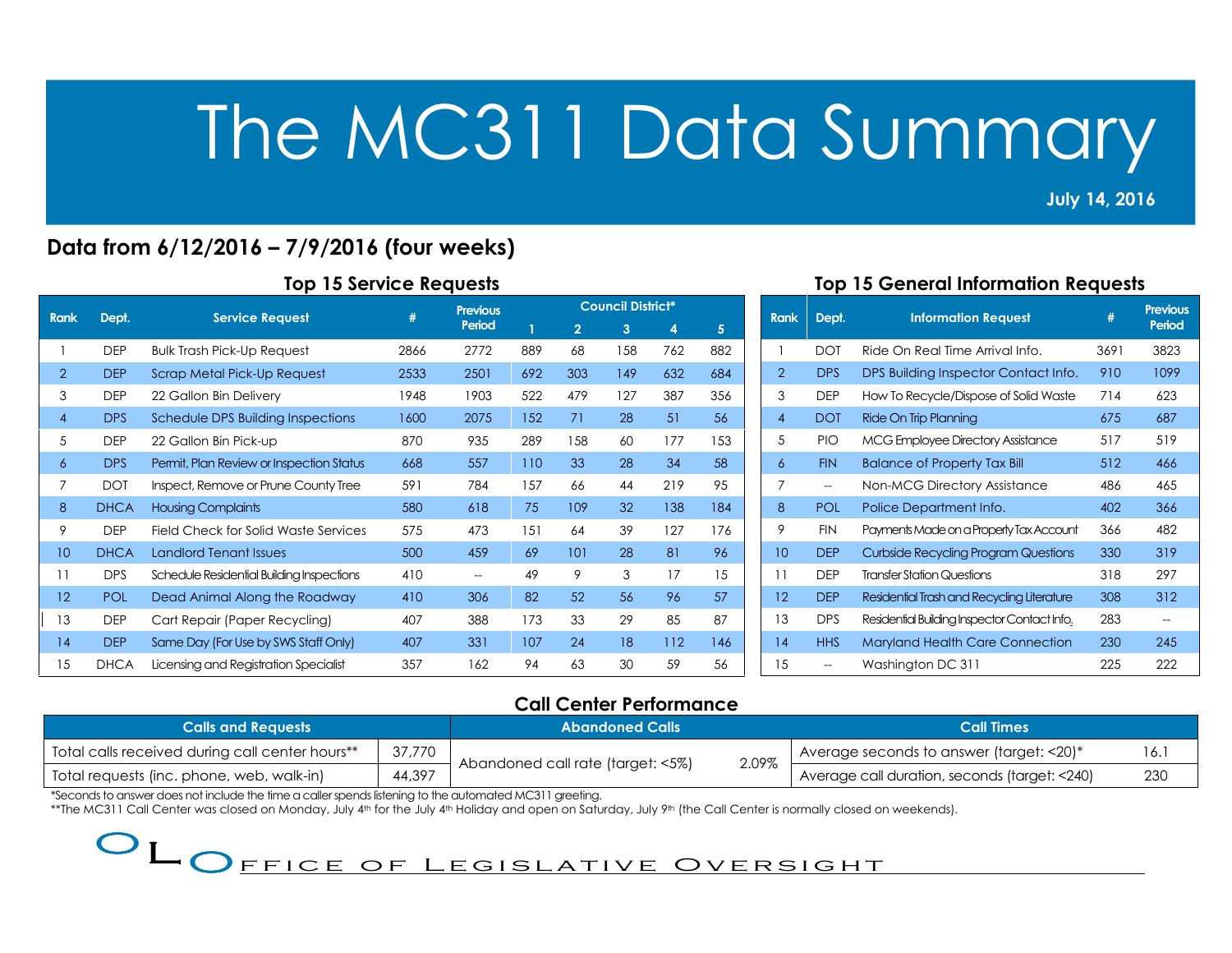# The MC311 Data Summary

**July 14, 2016**

## Data from 6/12/2016 – 7/9/2016 (four weeks)

### Top 15 Service Requests

| Rank | Dept. | Service Request | # | Previous Period | Council District* | | | | |
|---|---|---|---|---|---|---|---|---|---|
| | | | | | 1 | 2 | 3 | 4 | 5 |
| 1 | DEP | Bulk Trash Pick-Up Request | 2866 | 2772 | 889 | 68 | 158 | 762 | 882 |
| 2 | DEP | Scrap Metal Pick-Up Request | 2533 | 2501 | 692 | 303 | 149 | 632 | 684 |
| 3 | DEP | 22 Gallon Bin Delivery | 1948 | 1903 | 522 | 479 | 127 | 387 | 356 |
| 4 | DPS | Schedule DPS Building Inspections | 1600 | 2075 | 152 | 71 | 28 | 51 | 56 |
| 5 | DEP | 22 Gallon Bin Pick-up | 870 | 935 | 289 | 158 | 60 | 177 | 153 |
| 6 | DPS | Permit, Plan Review or Inspection Status | 668 | 557 | 110 | 33 | 28 | 34 | 58 |
| 7 | DOT | Inspect, Remove or Prune County Tree | 591 | 784 | 157 | 66 | 44 | 219 | 95 |
| 8 | DHCA | Housing Complaints | 580 | 618 | 75 | 109 | 32 | 138 | 184 |
| 9 | DEP | Field Check for Solid Waste Services | 575 | 473 | 151 | 64 | 39 | 127 | 176 |
| 10 | DHCA | Landlord Tenant Issues | 500 | 459 | 69 | 101 | 28 | 81 | 96 |
| 11 | DPS | Schedule Residential Building Inspections | 410 | -- | 49 | 9 | 3 | 17 | 15 |
| 12 | POL | Dead Animal Along the Roadway | 410 | 306 | 82 | 52 | 56 | 96 | 57 |
| 13 | DEP | Cart Repair (Paper Recycling) | 407 | 388 | 173 | 33 | 29 | 85 | 87 |
| 14 | DEP | Same Day (For Use by SWS Staff Only) | 407 | 331 | 107 | 24 | 18 | 112 | 146 |
| 15 | DHCA | Licensing and Registration Specialist | 357 | 162 | 94 | 63 | 30 | 59 | 56 |

### Top 15 General Information Requests

| Rank | Dept. | Information Request | # | Previous Period |
|---|---|---|---|---|
| 1 | DOT | Ride On Real Time Arrival Info. | 3691 | 3823 |
| 2 | DPS | DPS Building Inspector Contact Info. | 910 | 1099 |
| 3 | DEP | How To Recycle/Dispose of Solid Waste | 714 | 623 |
| 4 | DOT | Ride On Trip Planning | 675 | 687 |
| 5 | PIO | MCG Employee Directory Assistance | 517 | 519 |
| 6 | FIN | Balance of Property Tax Bill | 512 | 466 |
| 7 | -- | Non-MCG Directory Assistance | 486 | 465 |
| 8 | POL | Police Department Info. | 402 | 366 |
| 9 | FIN | Payments Made on a Property Tax Account | 366 | 482 |
| 10 | DEP | Curbside Recycling Program Questions | 330 | 319 |
| 11 | DEP | Transfer Station Questions | 318 | 297 |
| 12 | DEP | Residential Trash and Recycling Literature | 308 | 312 |
| 13 | DPS | Residential Building Inspector Contact Info. | 283 | -- |
| 14 | HHS | Maryland Health Care Connection | 230 | 245 |
| 15 | -- | Washington DC 311 | 225 | 222 |

### Call Center Performance

| Calls and Requests | | Abandoned Calls | | Call Times | |
|---|---|---|---|---|---|
| Total calls received during call center hours** | 37,770 | Abandoned call rate (target: <5%) | 2.09% | Average seconds to answer (target: <20)* | 16.1 |
| Total requests (inc. phone, web, walk-in) | 44,397 | | | Average call duration, seconds (target: <240) | 230 |

*Seconds to answer does not include the time a caller spends listening to the automated MC311 greeting.

**The MC311 Call Center was closed on Monday, July 4th for the July 4th Holiday and open on Saturday, July 9th (the Call Center is normally closed on weekends).

OLO Office of Legislative Oversight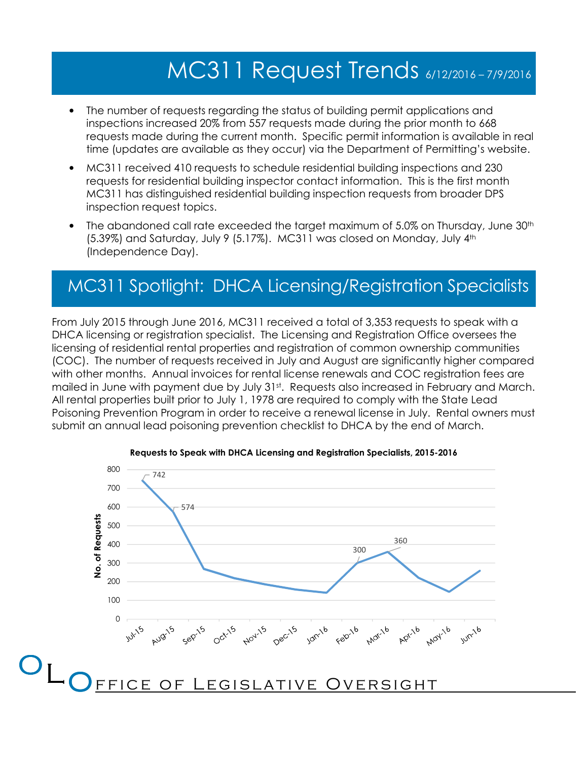# MC311 Request Trends 6/12/2016 – 7/9/2016

- The number of requests regarding the status of building permit applications and inspections increased 20% from 557 requests made during the prior month to 668 requests made during the current month. Specific permit information is available in real time (updates are available as they occur) via the Department of Permitting's website.
- MC311 received 410 requests to schedule residential building inspections and 230 requests for residential building inspector contact information. This is the first month MC311 has distinguished residential building inspection requests from broader DPS inspection request topics.
- The abandoned call rate exceeded the target maximum of 5.0% on Thursday, June 30th (5.39%) and Saturday, July 9 (5.17%). MC311 was closed on Monday, July 4th (Independence Day).

## MC311 Spotlight: DHCA Licensing/Registration Specialists

From July 2015 through June 2016, MC311 received a total of 3,353 requests to speak with a DHCA licensing or registration specialist. The Licensing and Registration Office oversees the licensing of residential rental properties and registration of common ownership communities (COC). The number of requests received in July and August are significantly higher compared with other months. Annual invoices for rental license renewals and COC registration fees are mailed in June with payment due by July 31st. Requests also increased in February and March. All rental properties built prior to July 1, 1978 are required to comply with the State Lead Poisoning Prevention Program in order to receive a renewal license in July. Rental owners must submit an annual lead poisoning prevention checklist to DHCA by the end of March.

**Requests to Speak with DHCA Licensing and Registration Specialists, 2015-2016**

| Month | No. of Requests |
|---|---|
| Jul-15 | 742 |
| Aug-15 | 574 |
| Feb-16 | 300 |
| Mar-16 | 360 |

Office of Legislative Oversight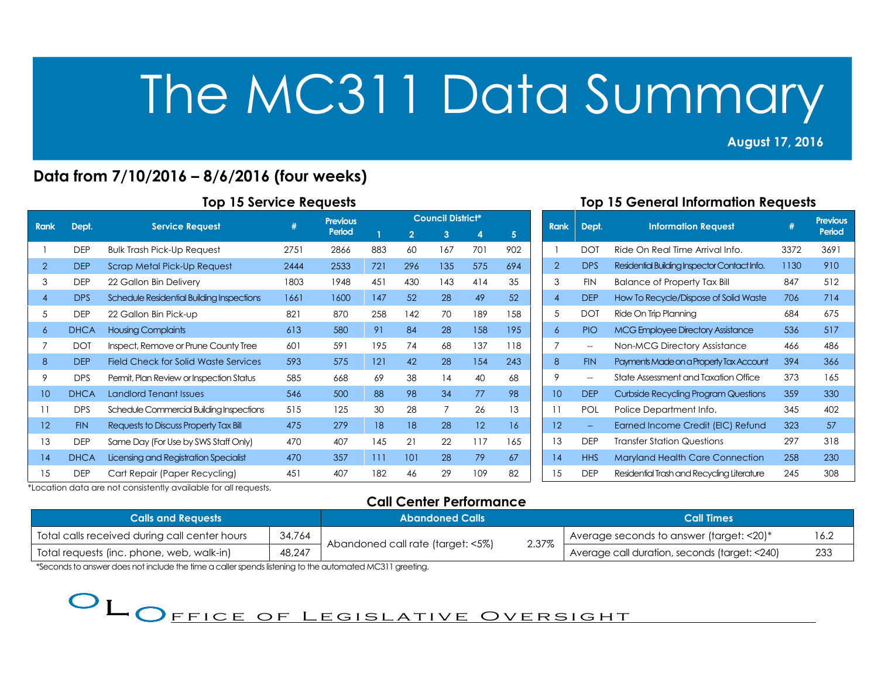# The MC311 Data Summary

**August 17, 2016**

## Data from 7/10/2016 – 8/6/2016 (four weeks)

### Top 15 Service Requests

| Rank | Dept. | Service Request | # | Previous Period | Council District* | | | | |
|---|---|---|---|---|---|---|---|---|---|
| | | | | | 1 | 2 | 3 | 4 | 5 |
| 1 | DEP | Bulk Trash Pick-Up Request | 2751 | 2866 | 883 | 60 | 167 | 701 | 902 |
| 2 | DEP | Scrap Metal Pick-Up Request | 2444 | 2533 | 721 | 296 | 135 | 575 | 694 |
| 3 | DEP | 22 Gallon Bin Delivery | 1803 | 1948 | 451 | 430 | 143 | 414 | 35 |
| 4 | DPS | Schedule Residential Building Inspections | 1661 | 1600 | 147 | 52 | 28 | 49 | 52 |
| 5 | DEP | 22 Gallon Bin Pick-up | 821 | 870 | 258 | 142 | 70 | 189 | 158 |
| 6 | DHCA | Housing Complaints | 613 | 580 | 91 | 84 | 28 | 158 | 195 |
| 7 | DOT | Inspect, Remove or Prune County Tree | 601 | 591 | 195 | 74 | 68 | 137 | 118 |
| 8 | DEP | Field Check for Solid Waste Services | 593 | 575 | 121 | 42 | 28 | 154 | 243 |
| 9 | DPS | Permit, Plan Review or Inspection Status | 585 | 668 | 69 | 38 | 14 | 40 | 68 |
| 10 | DHCA | Landlord Tenant Issues | 546 | 500 | 88 | 98 | 34 | 77 | 98 |
| 11 | DPS | Schedule Commercial Building Inspections | 515 | 125 | 30 | 28 | 7 | 26 | 13 |
| 12 | FIN | Requests to Discuss Property Tax Bill | 475 | 279 | 18 | 18 | 28 | 12 | 16 |
| 13 | DEP | Same Day (For Use by SWS Staff Only) | 470 | 407 | 145 | 21 | 22 | 117 | 165 |
| 14 | DHCA | Licensing and Registration Specialist | 470 | 357 | 111 | 101 | 28 | 79 | 67 |
| 15 | DEP | Cart Repair (Paper Recycling) | 451 | 407 | 182 | 46 | 29 | 109 | 82 |

*Location data are not consistently available for all requests.

### Top 15 General Information Requests

| Rank | Dept. | Information Request | # | Previous Period |
|---|---|---|---|---|
| 1 | DOT | Ride On Real Time Arrival Info. | 3372 | 3691 |
| 2 | DPS | Residential Building Inspector Contact Info. | 1130 | 910 |
| 3 | FIN | Balance of Property Tax Bill | 847 | 512 |
| 4 | DEP | How To Recycle/Dispose of Solid Waste | 706 | 714 |
| 5 | DOT | Ride On Trip Planning | 684 | 675 |
| 6 | PIO | MCG Employee Directory Assistance | 536 | 517 |
| 7 | -- | Non-MCG Directory Assistance | 466 | 486 |
| 8 | FIN | Payments Made on a Property Tax Account | 394 | 366 |
| 9 | -- | State Assessment and Taxation Office | 373 | 165 |
| 10 | DEP | Curbside Recycling Program Questions | 359 | 330 |
| 11 | POL | Police Department Info. | 345 | 402 |
| 12 | -- | Earned Income Credit (EIC) Refund | 323 | 57 |
| 13 | DEP | Transfer Station Questions | 297 | 318 |
| 14 | HHS | Maryland Health Care Connection | 258 | 230 |
| 15 | DEP | Residential Trash and Recycling Literature | 245 | 308 |

### Call Center Performance

| Calls and Requests | | Abandoned Calls | | Call Times | |
|---|---|---|---|---|---|
| Total calls received during call center hours | 34,764 | Abandoned call rate (target: <5%) | 2.37% | Average seconds to answer (target: <20)* | 16.2 |
| Total requests (inc. phone, web, walk-in) | 48,247 | | | Average call duration, seconds (target: <240) | 233 |

*Seconds to answer does not include the time a caller spends listening to the automated MC311 greeting.

OLO — Office of Legislative Oversight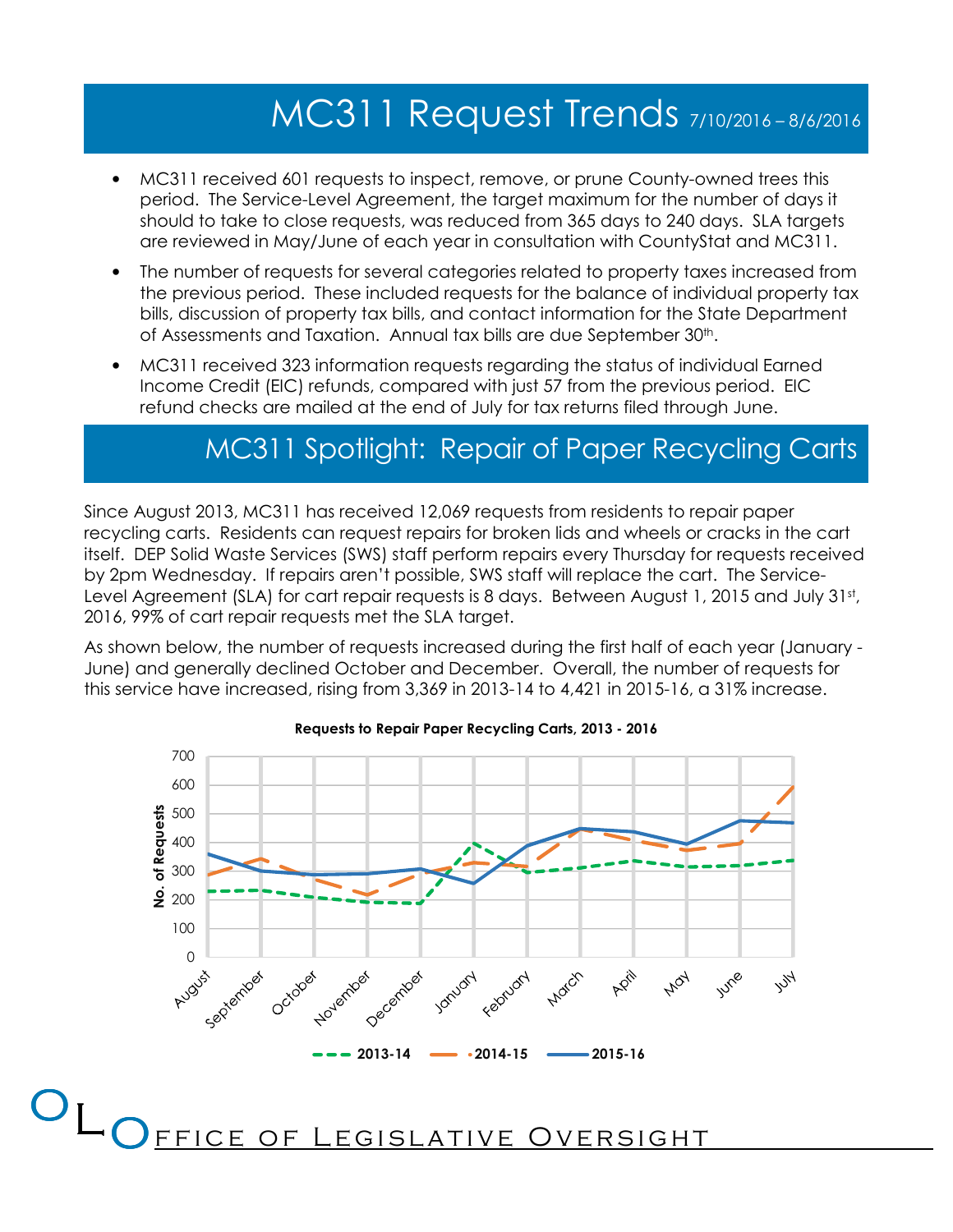# MC311 Request Trends 7/10/2016 – 8/6/2016

- MC311 received 601 requests to inspect, remove, or prune County-owned trees this period. The Service-Level Agreement, the target maximum for the number of days it should to take to close requests, was reduced from 365 days to 240 days. SLA targets are reviewed in May/June of each year in consultation with CountyStat and MC311.
- The number of requests for several categories related to property taxes increased from the previous period. These included requests for the balance of individual property tax bills, discussion of property tax bills, and contact information for the State Department of Assessments and Taxation. Annual tax bills are due September 30th.
- MC311 received 323 information requests regarding the status of individual Earned Income Credit (EIC) refunds, compared with just 57 from the previous period. EIC refund checks are mailed at the end of July for tax returns filed through June.

## MC311 Spotlight: Repair of Paper Recycling Carts

Since August 2013, MC311 has received 12,069 requests from residents to repair paper recycling carts. Residents can request repairs for broken lids and wheels or cracks in the cart itself. DEP Solid Waste Services (SWS) staff perform repairs every Thursday for requests received by 2pm Wednesday. If repairs aren't possible, SWS staff will replace the cart. The Service-Level Agreement (SLA) for cart repair requests is 8 days. Between August 1, 2015 and July 31st, 2016, 99% of cart repair requests met the SLA target.

As shown below, the number of requests increased during the first half of each year (January - June) and generally declined October and December. Overall, the number of requests for this service have increased, rising from 3,369 in 2013-14 to 4,421 in 2015-16, a 31% increase.

**Requests to Repair Paper Recycling Carts, 2013 - 2016**

Line chart of No. of Requests (0–700) by month, August through July, for 2013-14, 2014-15, and 2015-16.

Office of Legislative Oversight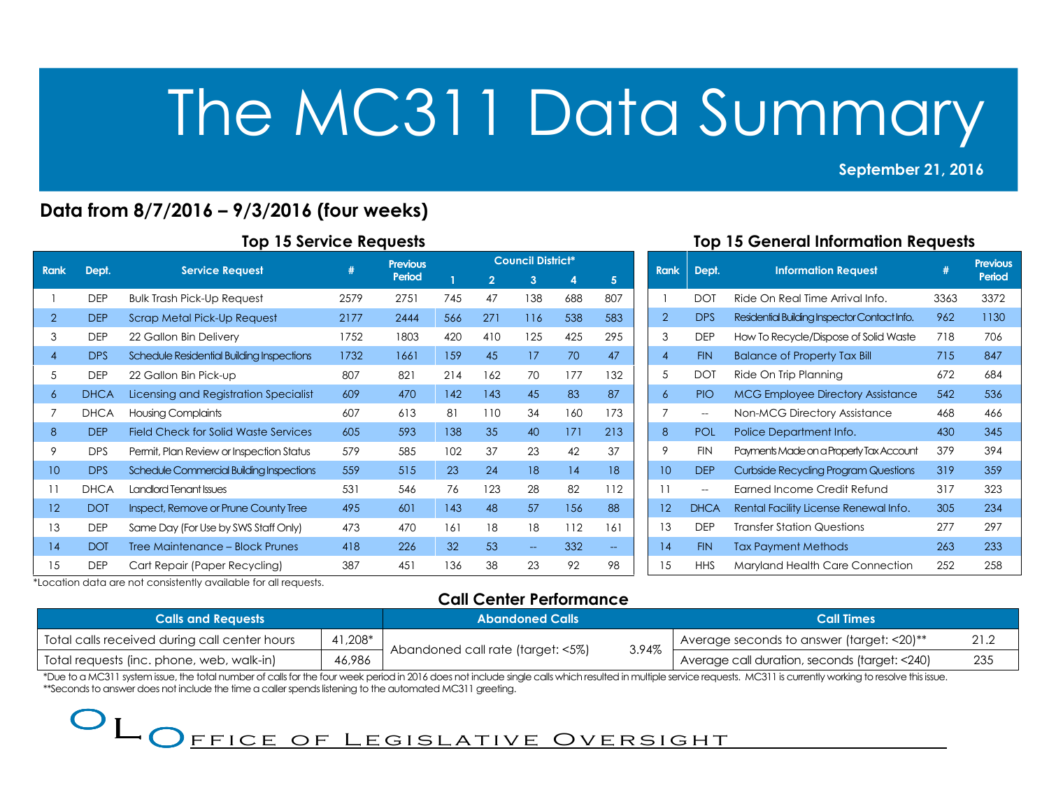# The MC311 Data Summary

**September 21, 2016**

## Data from 8/7/2016 – 9/3/2016 (four weeks)

### Top 15 Service Requests

| Rank | Dept. | Service Request | # | Previous Period | Council District* | | | | |
|---|---|---|---|---|---|---|---|---|---|
| | | | | | 1 | 2 | 3 | 4 | 5 |
| 1 | DEP | Bulk Trash Pick-Up Request | 2579 | 2751 | 745 | 47 | 138 | 688 | 807 |
| 2 | DEP | Scrap Metal Pick-Up Request | 2177 | 2444 | 566 | 271 | 116 | 538 | 583 |
| 3 | DEP | 22 Gallon Bin Delivery | 1752 | 1803 | 420 | 410 | 125 | 425 | 295 |
| 4 | DPS | Schedule Residential Building Inspections | 1732 | 1661 | 159 | 45 | 17 | 70 | 47 |
| 5 | DEP | 22 Gallon Bin Pick-up | 807 | 821 | 214 | 162 | 70 | 177 | 132 |
| 6 | DHCA | Licensing and Registration Specialist | 609 | 470 | 142 | 143 | 45 | 83 | 87 |
| 7 | DHCA | Housing Complaints | 607 | 613 | 81 | 110 | 34 | 160 | 173 |
| 8 | DEP | Field Check for Solid Waste Services | 605 | 593 | 138 | 35 | 40 | 171 | 213 |
| 9 | DPS | Permit, Plan Review or Inspection Status | 579 | 585 | 102 | 37 | 23 | 42 | 37 |
| 10 | DPS | Schedule Commercial Building Inspections | 559 | 515 | 23 | 24 | 18 | 14 | 18 |
| 11 | DHCA | Landlord Tenant Issues | 531 | 546 | 76 | 123 | 28 | 82 | 112 |
| 12 | DOT | Inspect, Remove or Prune County Tree | 495 | 601 | 143 | 48 | 57 | 156 | 88 |
| 13 | DEP | Same Day (For Use by SWS Staff Only) | 473 | 470 | 161 | 18 | 18 | 112 | 161 |
| 14 | DOT | Tree Maintenance – Block Prunes | 418 | 226 | 32 | 53 | -- | 332 | -- |
| 15 | DEP | Cart Repair (Paper Recycling) | 387 | 451 | 136 | 38 | 23 | 92 | 98 |

*Location data are not consistently available for all requests.

### Top 15 General Information Requests

| Rank | Dept. | Information Request | # | Previous Period |
|---|---|---|---|---|
| 1 | DOT | Ride On Real Time Arrival Info. | 3363 | 3372 |
| 2 | DPS | Residential Building Inspector Contact Info. | 962 | 1130 |
| 3 | DEP | How To Recycle/Dispose of Solid Waste | 718 | 706 |
| 4 | FIN | Balance of Property Tax Bill | 715 | 847 |
| 5 | DOT | Ride On Trip Planning | 672 | 684 |
| 6 | PIO | MCG Employee Directory Assistance | 542 | 536 |
| 7 | -- | Non-MCG Directory Assistance | 468 | 466 |
| 8 | POL | Police Department Info. | 430 | 345 |
| 9 | FIN | Payments Made on a Property Tax Account | 379 | 394 |
| 10 | DEP | Curbside Recycling Program Questions | 319 | 359 |
| 11 | -- | Earned Income Credit Refund | 317 | 323 |
| 12 | DHCA | Rental Facility License Renewal Info. | 305 | 234 |
| 13 | DEP | Transfer Station Questions | 277 | 297 |
| 14 | FIN | Tax Payment Methods | 263 | 233 |
| 15 | HHS | Maryland Health Care Connection | 252 | 258 |

### Call Center Performance

| Calls and Requests | | Abandoned Calls | | Call Times | |
|---|---|---|---|---|---|
| Total calls received during call center hours | 41,208* | Abandoned call rate (target: <5%) | 3.94% | Average seconds to answer (target: <20)** | 21.2 |
| Total requests (inc. phone, web, walk-in) | 46,986 | | | Average call duration, seconds (target: <240) | 235 |

*Due to a MC311 system issue, the total number of calls for the four week period in 2016 does not include single calls which resulted in multiple service requests. MC311 is currently working to resolve this issue.
**Seconds to answer does not include the time a caller spends listening to the automated MC311 greeting.

OFFICE OF LEGISLATIVE OVERSIGHT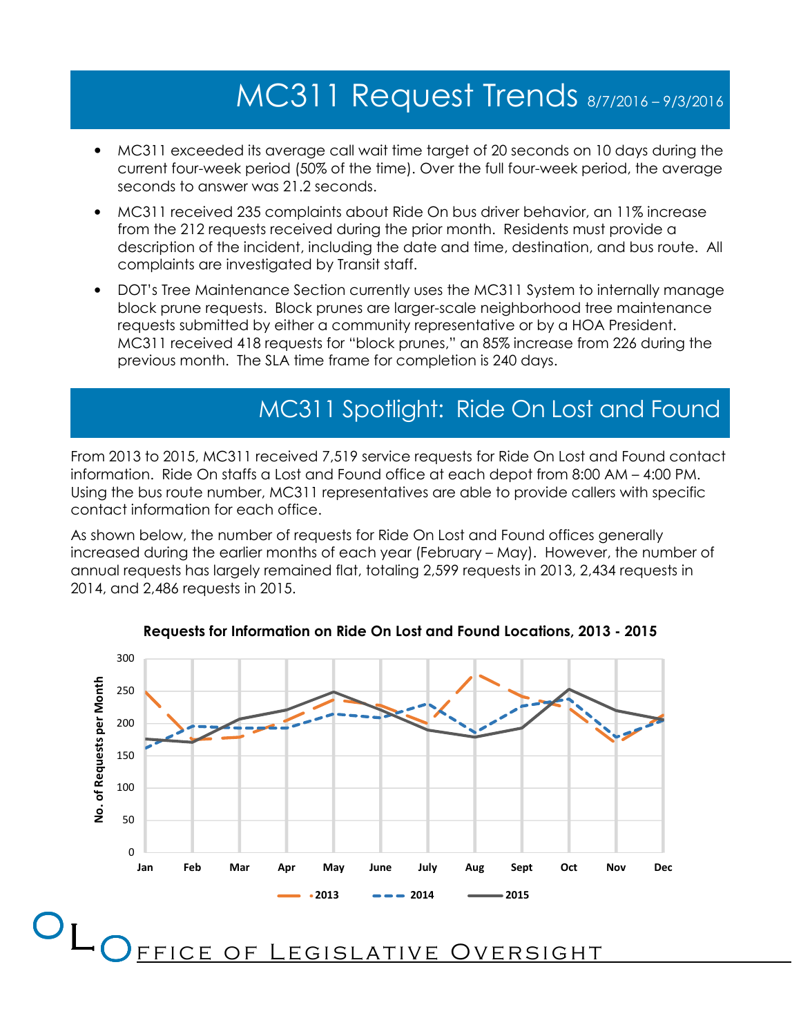# MC311 Request Trends 8/7/2016 – 9/3/2016

- MC311 exceeded its average call wait time target of 20 seconds on 10 days during the current four-week period (50% of the time). Over the full four-week period, the average seconds to answer was 21.2 seconds.
- MC311 received 235 complaints about Ride On bus driver behavior, an 11% increase from the 212 requests received during the prior month. Residents must provide a description of the incident, including the date and time, destination, and bus route. All complaints are investigated by Transit staff.
- DOT's Tree Maintenance Section currently uses the MC311 System to internally manage block prune requests. Block prunes are larger-scale neighborhood tree maintenance requests submitted by either a community representative or by a HOA President. MC311 received 418 requests for "block prunes," an 85% increase from 226 during the previous month. The SLA time frame for completion is 240 days.

## MC311 Spotlight: Ride On Lost and Found

From 2013 to 2015, MC311 received 7,519 service requests for Ride On Lost and Found contact information. Ride On staffs a Lost and Found office at each depot from 8:00 AM – 4:00 PM. Using the bus route number, MC311 representatives are able to provide callers with specific contact information for each office.

As shown below, the number of requests for Ride On Lost and Found offices generally increased during the earlier months of each year (February – May). However, the number of annual requests has largely remained flat, totaling 2,599 requests in 2013, 2,434 requests in 2014, and 2,486 requests in 2015.

**Requests for Information on Ride On Lost and Found Locations, 2013 - 2015**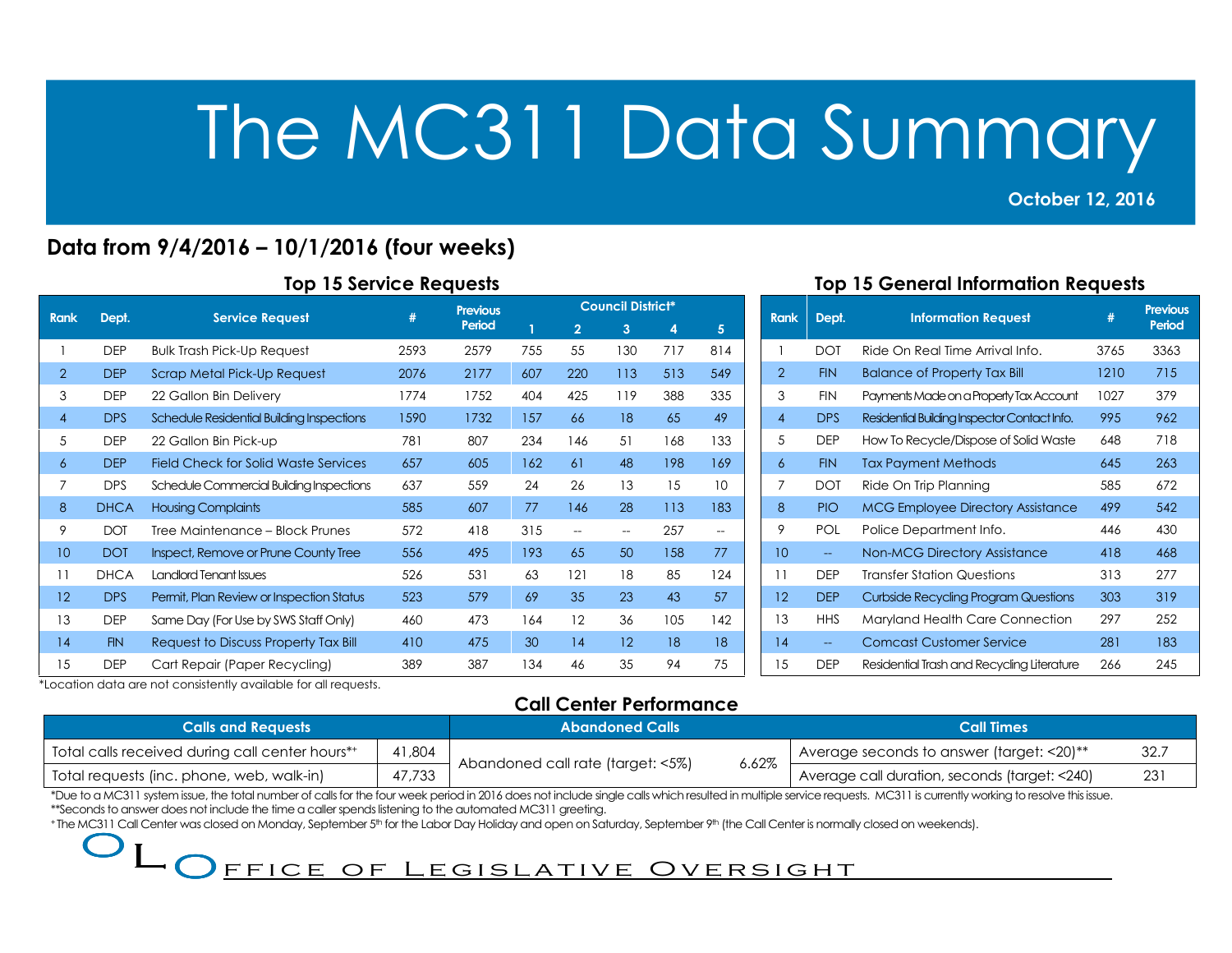# The MC311 Data Summary

**October 12, 2016**

## Data from 9/4/2016 – 10/1/2016 (four weeks)

### Top 15 Service Requests

| Rank | Dept. | Service Request | # | Previous Period | Council District* | | | | |
|---|---|---|---|---|---|---|---|---|---|
| | | | | | 1 | 2 | 3 | 4 | 5 |
| 1 | DEP | Bulk Trash Pick-Up Request | 2593 | 2579 | 755 | 55 | 130 | 717 | 814 |
| 2 | DEP | Scrap Metal Pick-Up Request | 2076 | 2177 | 607 | 220 | 113 | 513 | 549 |
| 3 | DEP | 22 Gallon Bin Delivery | 1774 | 1752 | 404 | 425 | 119 | 388 | 335 |
| 4 | DPS | Schedule Residential Building Inspections | 1590 | 1732 | 157 | 66 | 18 | 65 | 49 |
| 5 | DEP | 22 Gallon Bin Pick-up | 781 | 807 | 234 | 146 | 51 | 168 | 133 |
| 6 | DEP | Field Check for Solid Waste Services | 657 | 605 | 162 | 61 | 48 | 198 | 169 |
| 7 | DPS | Schedule Commercial Building Inspections | 637 | 559 | 24 | 26 | 13 | 15 | 10 |
| 8 | DHCA | Housing Complaints | 585 | 607 | 77 | 146 | 28 | 113 | 183 |
| 9 | DOT | Tree Maintenance – Block Prunes | 572 | 418 | 315 | -- | -- | 257 | -- |
| 10 | DOT | Inspect, Remove or Prune County Tree | 556 | 495 | 193 | 65 | 50 | 158 | 77 |
| 11 | DHCA | Landlord Tenant Issues | 526 | 531 | 63 | 121 | 18 | 85 | 124 |
| 12 | DPS | Permit, Plan Review or Inspection Status | 523 | 579 | 69 | 35 | 23 | 43 | 57 |
| 13 | DEP | Same Day (For Use by SWS Staff Only) | 460 | 473 | 164 | 12 | 36 | 105 | 142 |
| 14 | FIN | Request to Discuss Property Tax Bill | 410 | 475 | 30 | 14 | 12 | 18 | 18 |
| 15 | DEP | Cart Repair (Paper Recycling) | 389 | 387 | 134 | 46 | 35 | 94 | 75 |

*Location data are not consistently available for all requests.

### Top 15 General Information Requests

| Rank | Dept. | Information Request | # | Previous Period |
|---|---|---|---|---|
| 1 | DOT | Ride On Real Time Arrival Info. | 3765 | 3363 |
| 2 | FIN | Balance of Property Tax Bill | 1210 | 715 |
| 3 | FIN | Payments Made on a Property Tax Account | 1027 | 379 |
| 4 | DPS | Residential Building Inspector Contact Info. | 995 | 962 |
| 5 | DEP | How To Recycle/Dispose of Solid Waste | 648 | 718 |
| 6 | FIN | Tax Payment Methods | 645 | 263 |
| 7 | DOT | Ride On Trip Planning | 585 | 672 |
| 8 | PIO | MCG Employee Directory Assistance | 499 | 542 |
| 9 | POL | Police Department Info. | 446 | 430 |
| 10 | -- | Non-MCG Directory Assistance | 418 | 468 |
| 11 | DEP | Transfer Station Questions | 313 | 277 |
| 12 | DEP | Curbside Recycling Program Questions | 303 | 319 |
| 13 | HHS | Maryland Health Care Connection | 297 | 252 |
| 14 | -- | Comcast Customer Service | 281 | 183 |
| 15 | DEP | Residential Trash and Recycling Literature | 266 | 245 |

### Call Center Performance

| Calls and Requests | | Abandoned Calls | | Call Times | |
|---|---|---|---|---|---|
| Total calls received during call center hours*+ | 41,804 | Abandoned call rate (target: <5%) | 6.62% | Average seconds to answer (target: <20)** | 32.7 |
| Total requests (inc. phone, web, walk-in) | 47,733 | | | Average call duration, seconds (target: <240) | 231 |

*Due to a MC311 system issue, the total number of calls for the four week period in 2016 does not include single calls which resulted in multiple service requests. MC311 is currently working to resolve this issue.
**Seconds to answer does not include the time a caller spends listening to the automated MC311 greeting.
+The MC311 Call Center was closed on Monday, September 5th for the Labor Day Holiday and open on Saturday, September 9th (the Call Center is normally closed on weekends).

OLO Office of Legislative Oversight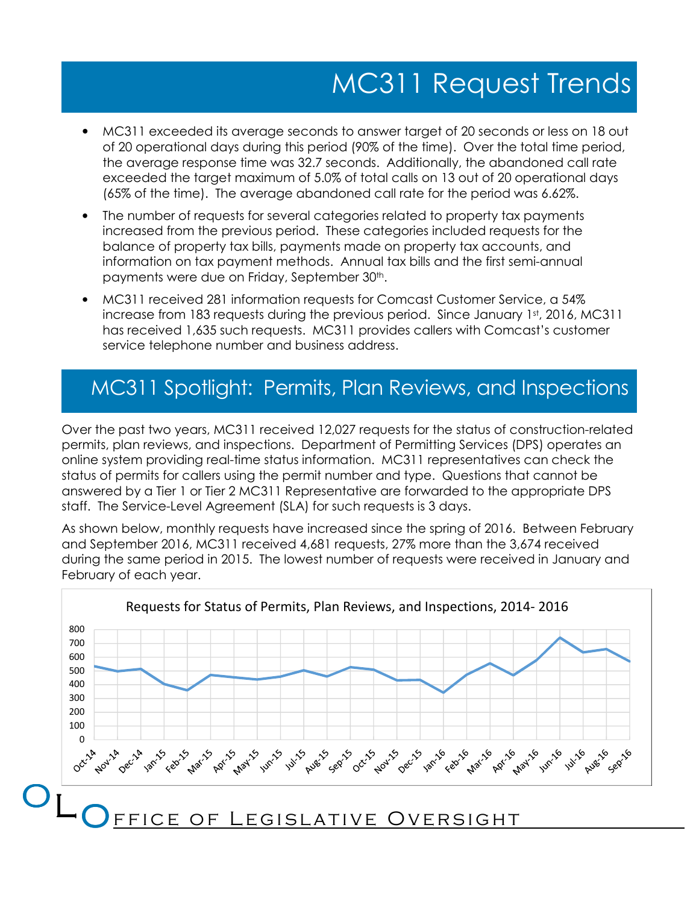# MC311 Request Trends

- MC311 exceeded its average seconds to answer target of 20 seconds or less on 18 out of 20 operational days during this period (90% of the time). Over the total time period, the average response time was 32.7 seconds. Additionally, the abandoned call rate exceeded the target maximum of 5.0% of total calls on 13 out of 20 operational days (65% of the time). The average abandoned call rate for the period was 6.62%.
- The number of requests for several categories related to property tax payments increased from the previous period. These categories included requests for the balance of property tax bills, payments made on property tax accounts, and information on tax payment methods. Annual tax bills and the first semi-annual payments were due on Friday, September 30th.
- MC311 received 281 information requests for Comcast Customer Service, a 54% increase from 183 requests during the previous period. Since January 1st, 2016, MC311 has received 1,635 such requests. MC311 provides callers with Comcast's customer service telephone number and business address.

# MC311 Spotlight: Permits, Plan Reviews, and Inspections

Over the past two years, MC311 received 12,027 requests for the status of construction-related permits, plan reviews, and inspections. Department of Permitting Services (DPS) operates an online system providing real-time status information. MC311 representatives can check the status of permits for callers using the permit number and type. Questions that cannot be answered by a Tier 1 or Tier 2 MC311 Representative are forwarded to the appropriate DPS staff. The Service-Level Agreement (SLA) for such requests is 3 days.

As shown below, monthly requests have increased since the spring of 2016. Between February and September 2016, MC311 received 4,681 requests, 27% more than the 3,674 received during the same period in 2015. The lowest number of requests were received in January and February of each year.

Requests for Status of Permits, Plan Reviews, and Inspections, 2014- 2016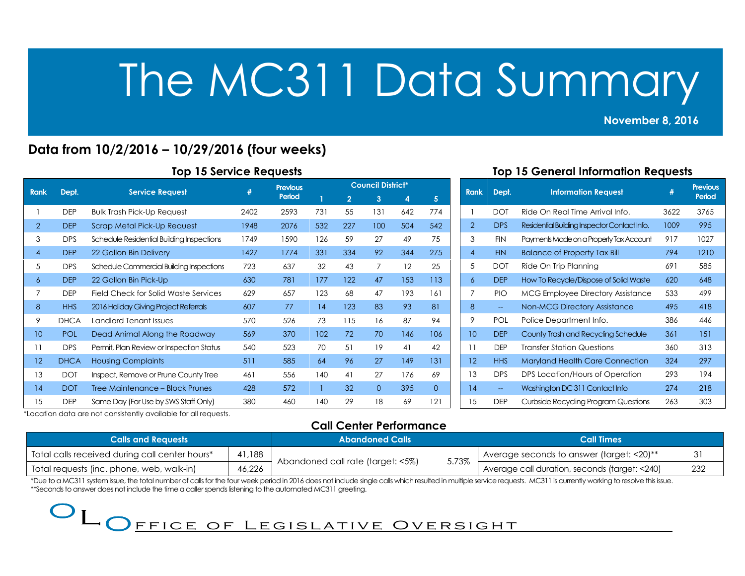# The MC311 Data Summary

**November 8, 2016**

## Data from 10/2/2016 – 10/29/2016 (four weeks)

### Top 15 Service Requests

| Rank | Dept. | Service Request | # | Previous Period | Council District* | | | | |
|---|---|---|---|---|---|---|---|---|---|
| | | | | | 1 | 2 | 3 | 4 | 5 |
| 1 | DEP | Bulk Trash Pick-Up Request | 2402 | 2593 | 731 | 55 | 131 | 642 | 774 |
| 2 | DEP | Scrap Metal Pick-Up Request | 1948 | 2076 | 532 | 227 | 100 | 504 | 542 |
| 3 | DPS | Schedule Residential Building Inspections | 1749 | 1590 | 126 | 59 | 27 | 49 | 75 |
| 4 | DEP | 22 Gallon Bin Delivery | 1427 | 1774 | 331 | 334 | 92 | 344 | 275 |
| 5 | DPS | Schedule Commercial Building Inspections | 723 | 637 | 32 | 43 | 7 | 12 | 25 |
| 6 | DEP | 22 Gallon Bin Pick-Up | 630 | 781 | 177 | 122 | 47 | 153 | 113 |
| 7 | DEP | Field Check for Solid Waste Services | 629 | 657 | 123 | 68 | 47 | 193 | 161 |
| 8 | HHS | 2016 Holiday Giving Project Referrals | 607 | 77 | 14 | 123 | 83 | 93 | 81 |
| 9 | DHCA | Landlord Tenant Issues | 570 | 526 | 73 | 115 | 16 | 87 | 94 |
| 10 | POL | Dead Animal Along the Roadway | 569 | 370 | 102 | 72 | 70 | 146 | 106 |
| 11 | DPS | Permit, Plan Review or Inspection Status | 540 | 523 | 70 | 51 | 19 | 41 | 42 |
| 12 | DHCA | Housing Complaints | 511 | 585 | 64 | 96 | 27 | 149 | 131 |
| 13 | DOT | Inspect, Remove or Prune County Tree | 461 | 556 | 140 | 41 | 27 | 176 | 69 |
| 14 | DOT | Tree Maintenance – Block Prunes | 428 | 572 | 1 | 32 | 0 | 395 | 0 |
| 15 | DEP | Same Day (For Use by SWS Staff Only) | 380 | 460 | 140 | 29 | 18 | 69 | 121 |

*Location data are not consistently available for all requests.

### Top 15 General Information Requests

| Rank | Dept. | Information Request | # | Previous Period |
|---|---|---|---|---|
| 1 | DOT | Ride On Real Time Arrival Info. | 3622 | 3765 |
| 2 | DPS | Residential Building Inspector Contact Info. | 1009 | 995 |
| 3 | FIN | Payments Made on a Property Tax Account | 917 | 1027 |
| 4 | FIN | Balance of Property Tax Bill | 794 | 1210 |
| 5 | DOT | Ride On Trip Planning | 691 | 585 |
| 6 | DEP | How To Recycle/Dispose of Solid Waste | 620 | 648 |
| 7 | PIO | MCG Employee Directory Assistance | 533 | 499 |
| 8 | -- | Non-MCG Directory Assistance | 495 | 418 |
| 9 | POL | Police Department Info. | 386 | 446 |
| 10 | DEP | County Trash and Recycling Schedule | 361 | 151 |
| 11 | DEP | Transfer Station Questions | 360 | 313 |
| 12 | HHS | Maryland Health Care Connection | 324 | 297 |
| 13 | DPS | DPS Location/Hours of Operation | 293 | 194 |
| 14 | -- | Washington DC 311 Contact Info | 274 | 218 |
| 15 | DEP | Curbside Recycling Program Questions | 263 | 303 |

### Call Center Performance

| Calls and Requests | | Abandoned Calls | | Call Times | |
|---|---|---|---|---|---|
| Total calls received during call center hours* | 41,188 | Abandoned call rate (target: <5%) | 5.73% | Average seconds to answer (target: <20)** | 31 |
| Total requests (inc. phone, web, walk-in) | 46,226 | | | Average call duration, seconds (target: <240) | 232 |

*Due to a MC311 system issue, the total number of calls for the four week period in 2016 does not include single calls which resulted in multiple service requests. MC311 is currently working to resolve this issue.
**Seconds to answer does not include the time a caller spends listening to the automated MC311 greeting.

OLO Office of Legislative Oversight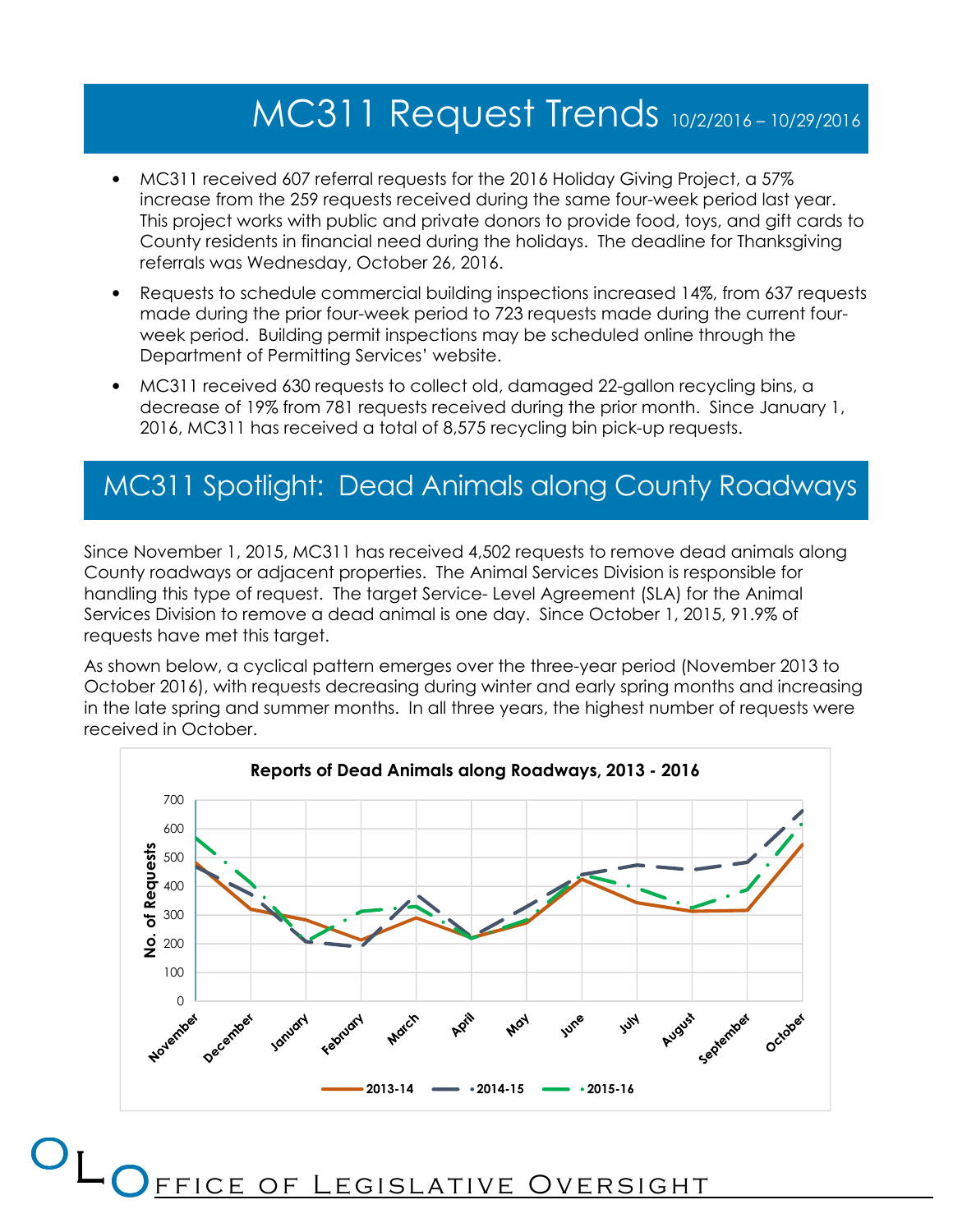# MC311 Request Trends 10/2/2016 – 10/29/2016

- MC311 received 607 referral requests for the 2016 Holiday Giving Project, a 57% increase from the 259 requests received during the same four-week period last year. This project works with public and private donors to provide food, toys, and gift cards to County residents in financial need during the holidays. The deadline for Thanksgiving referrals was Wednesday, October 26, 2016.
- Requests to schedule commercial building inspections increased 14%, from 637 requests made during the prior four-week period to 723 requests made during the current four-week period. Building permit inspections may be scheduled online through the Department of Permitting Services' website.
- MC311 received 630 requests to collect old, damaged 22-gallon recycling bins, a decrease of 19% from 781 requests received during the prior month. Since January 1, 2016, MC311 has received a total of 8,575 recycling bin pick-up requests.

## MC311 Spotlight: Dead Animals along County Roadways

Since November 1, 2015, MC311 has received 4,502 requests to remove dead animals along County roadways or adjacent properties. The Animal Services Division is responsible for handling this type of request. The target Service- Level Agreement (SLA) for the Animal Services Division to remove a dead animal is one day. Since October 1, 2015, 91.9% of requests have met this target.

As shown below, a cyclical pattern emerges over the three-year period (November 2013 to October 2016), with requests decreasing during winter and early spring months and increasing in the late spring and summer months. In all three years, the highest number of requests were received in October.

**Reports of Dead Animals along Roadways, 2013 - 2016**

| Month | 2013-14 | 2014-15 | 2015-16 |
|---|---|---|---|
| November | ~480 | ~470 | ~570 |
| December | ~320 | ~370 | ~410 |
| January | ~285 | ~205 | ~205 |
| February | ~215 | ~190 | ~310 |
| March | ~290 | ~360 | ~330 |
| April | ~220 | ~220 | ~220 |
| May | ~275 | ~330 | ~285 |
| June | ~425 | ~440 | ~435 |
| July | ~345 | ~475 | ~390 |
| August | ~315 | ~455 | ~325 |
| September | ~315 | ~485 | ~385 |
| October | ~545 | ~665 | ~615 |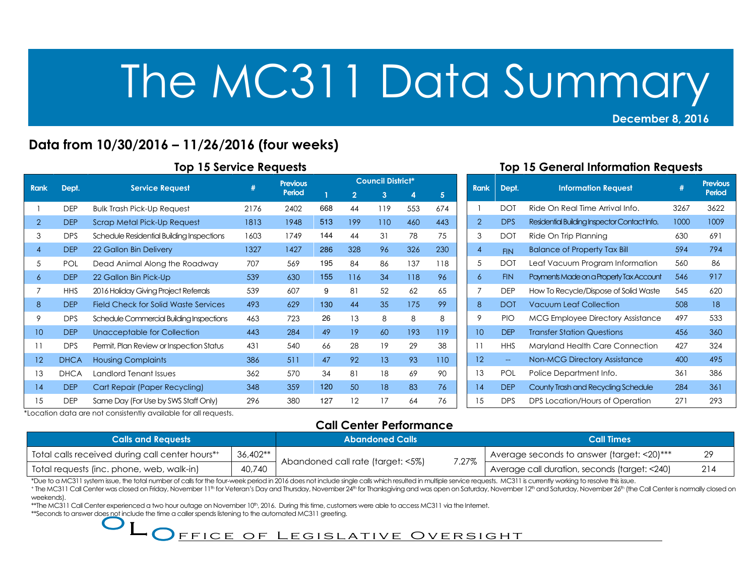# The MC311 Data Summary

**December 8, 2016**

## Data from 10/30/2016 – 11/26/2016 (four weeks)

### Top 15 Service Requests

| Rank | Dept. | Service Request | # | Previous Period | Council District* | | | | |
|---|---|---|---|---|---|---|---|---|---|
| | | | | | 1 | 2 | 3 | 4 | 5 |
| 1 | DEP | Bulk Trash Pick-Up Request | 2176 | 2402 | 668 | 44 | 119 | 553 | 674 |
| 2 | DEP | Scrap Metal Pick-Up Request | 1813 | 1948 | 513 | 199 | 110 | 460 | 443 |
| 3 | DPS | Schedule Residential Building Inspections | 1603 | 1749 | 144 | 44 | 31 | 78 | 75 |
| 4 | DEP | 22 Gallon Bin Delivery | 1327 | 1427 | 286 | 328 | 96 | 326 | 230 |
| 5 | POL | Dead Animal Along the Roadway | 707 | 569 | 195 | 84 | 86 | 137 | 118 |
| 6 | DEP | 22 Gallon Bin Pick-Up | 539 | 630 | 155 | 116 | 34 | 118 | 96 |
| 7 | HHS | 2016 Holiday Giving Project Referrals | 539 | 607 | 9 | 81 | 52 | 62 | 65 |
| 8 | DEP | Field Check for Solid Waste Services | 493 | 629 | 130 | 44 | 35 | 175 | 99 |
| 9 | DPS | Schedule Commercial Building Inspections | 463 | 723 | 26 | 13 | 8 | 8 | 8 |
| 10 | DEP | Unacceptable for Collection | 443 | 284 | 49 | 19 | 60 | 193 | 119 |
| 11 | DPS | Permit, Plan Review or Inspection Status | 431 | 540 | 66 | 28 | 19 | 29 | 38 |
| 12 | DHCA | Housing Complaints | 386 | 511 | 47 | 92 | 13 | 93 | 110 |
| 13 | DHCA | Landlord Tenant Issues | 362 | 570 | 34 | 81 | 18 | 69 | 90 |
| 14 | DEP | Cart Repair (Paper Recycling) | 348 | 359 | 120 | 50 | 18 | 83 | 76 |
| 15 | DEP | Same Day (For Use by SWS Staff Only) | 296 | 380 | 127 | 12 | 17 | 64 | 76 |

*Location data are not consistently available for all requests.

### Top 15 General Information Requests

| Rank | Dept. | Information Request | # | Previous Period |
|---|---|---|---|---|
| 1 | DOT | Ride On Real Time Arrival Info. | 3267 | 3622 |
| 2 | DPS | Residential Building Inspector Contact Info. | 1000 | 1009 |
| 3 | DOT | Ride On Trip Planning | 630 | 691 |
| 4 | FIN | Balance of Property Tax Bill | 594 | 794 |
| 5 | DOT | Leaf Vacuum Program Information | 560 | 86 |
| 6 | FIN | Payments Made on a Property Tax Account | 546 | 917 |
| 7 | DEP | How To Recycle/Dispose of Solid Waste | 545 | 620 |
| 8 | DOT | Vacuum Leaf Collection | 508 | 18 |
| 9 | PIO | MCG Employee Directory Assistance | 497 | 533 |
| 10 | DEP | Transfer Station Questions | 456 | 360 |
| 11 | HHS | Maryland Health Care Connection | 427 | 324 |
| 12 | -- | Non-MCG Directory Assistance | 400 | 495 |
| 13 | POL | Police Department Info. | 361 | 386 |
| 14 | DEP | County Trash and Recycling Schedule | 284 | 361 |
| 15 | DPS | DPS Location/Hours of Operation | 271 | 293 |

### Call Center Performance

| Calls and Requests | | Abandoned Calls | | Call Times | |
|---|---|---|---|---|---|
| Total calls received during call center hours*+ | 36,402** | Abandoned call rate (target: <5%) | 7.27% | Average seconds to answer (target: <20)*** | 29 |
| Total requests (inc. phone, web, walk-in) | 40,740 | | | Average call duration, seconds (target: <240) | 214 |

*Due to a MC311 system issue, the total number of calls for the four-week period in 2016 does not include single calls which resulted in multiple service requests. MC311 is currently working to resolve this issue.

+ The MC311 Call Center was closed on Friday, November 11th for Veteran's Day and Thursday, November 24th for Thanksgiving and was open on Saturday, November 12th and Saturday, November 26th (the Call Center is normally closed on weekends).

**The MC311 Call Center experienced a two hour outage on November 10th, 2016. During this time, customers were able to access MC311 via the Internet.

**Seconds to answer does not include the time a caller spends listening to the automated MC311 greeting.

OLO Office of Legislative Oversight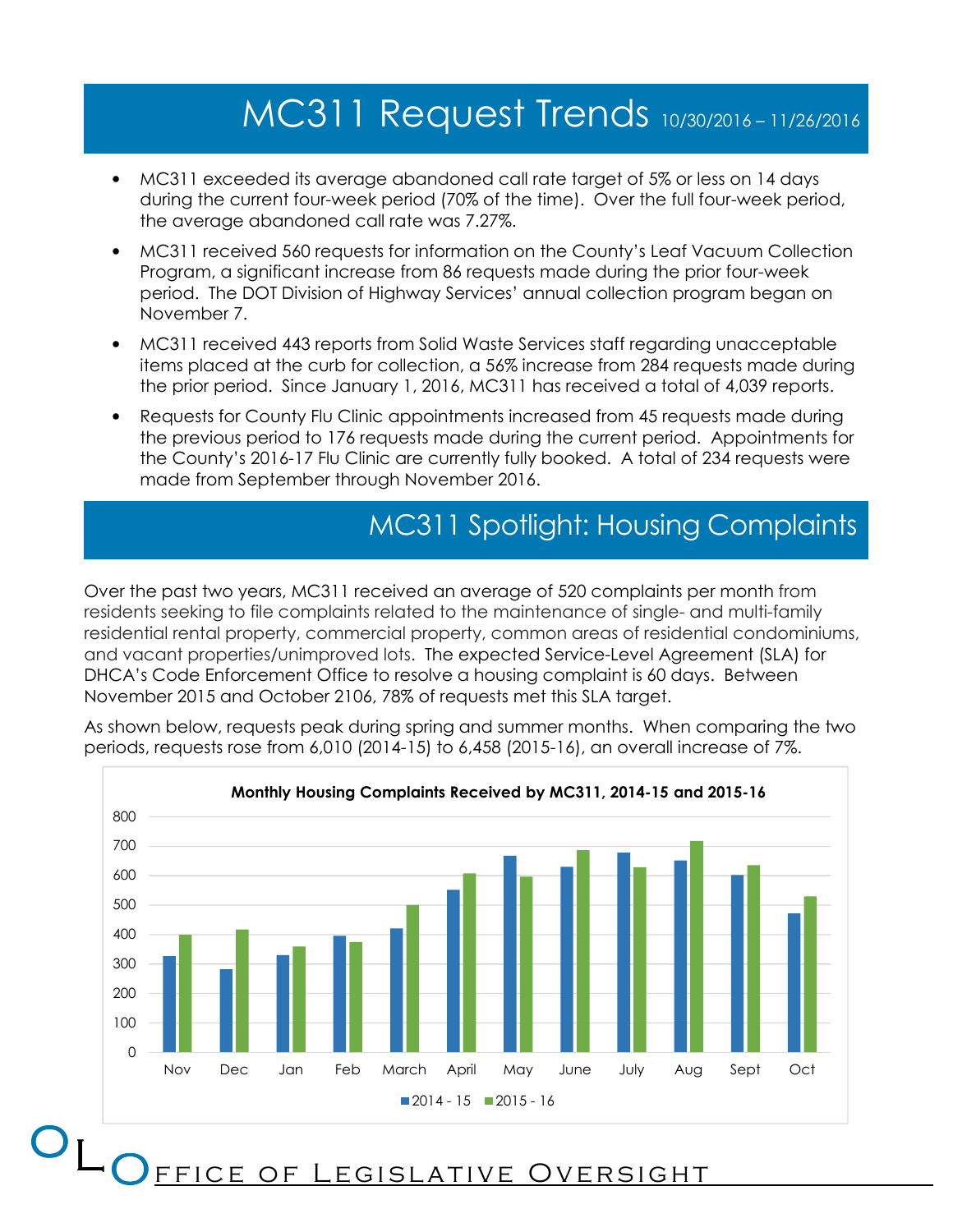# MC311 Request Trends 10/30/2016 – 11/26/2016

- MC311 exceeded its average abandoned call rate target of 5% or less on 14 days during the current four-week period (70% of the time). Over the full four-week period, the average abandoned call rate was 7.27%.
- MC311 received 560 requests for information on the County's Leaf Vacuum Collection Program, a significant increase from 86 requests made during the prior four-week period. The DOT Division of Highway Services' annual collection program began on November 7.
- MC311 received 443 reports from Solid Waste Services staff regarding unacceptable items placed at the curb for collection, a 56% increase from 284 requests made during the prior period. Since January 1, 2016, MC311 has received a total of 4,039 reports.
- Requests for County Flu Clinic appointments increased from 45 requests made during the previous period to 176 requests made during the current period. Appointments for the County's 2016-17 Flu Clinic are currently fully booked. A total of 234 requests were made from September through November 2016.

## MC311 Spotlight: Housing Complaints

Over the past two years, MC311 received an average of 520 complaints per month from residents seeking to file complaints related to the maintenance of single- and multi-family residential rental property, commercial property, common areas of residential condominiums, and vacant properties/unimproved lots. The expected Service-Level Agreement (SLA) for DHCA's Code Enforcement Office to resolve a housing complaint is 60 days. Between November 2015 and October 2106, 78% of requests met this SLA target.

As shown below, requests peak during spring and summer months. When comparing the two periods, requests rose from 6,010 (2014-15) to 6,458 (2015-16), an overall increase of 7%.

**Monthly Housing Complaints Received by MC311, 2014-15 and 2015-16**

0
100
200
300
400
500
600
700
800

Nov Dec Jan Feb March April May June July Aug Sept Oct

2014 - 15
2015 - 16

Office of Legislative Oversight